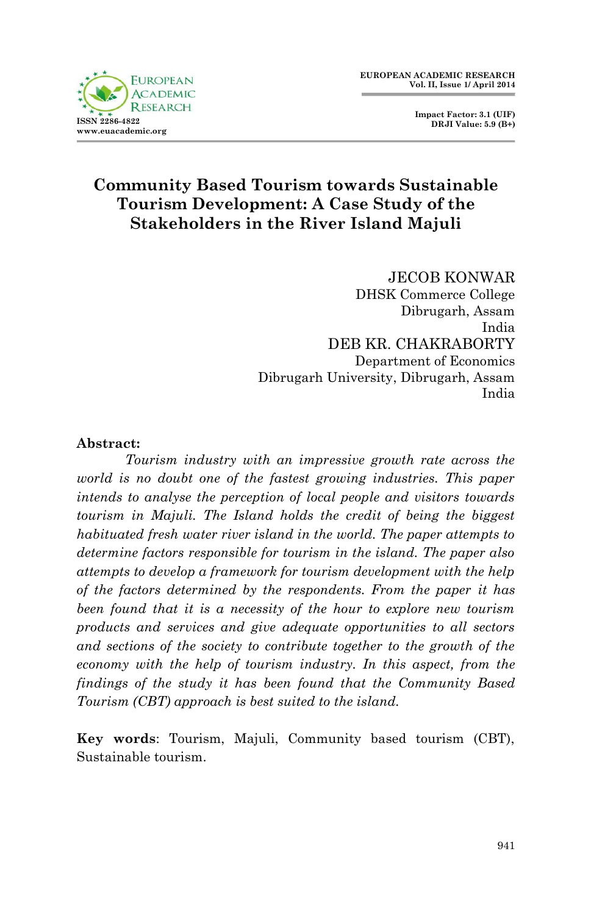# Community Based Tourism towards Sustainable Tourism Development: A Case Study of the Stakeholders in the River Island Majuli

JECOB KONWAR
DHSK Commerce College
Dibrugarh, Assam
India

DEB KR. CHAKRABORTY
Department of Economics
Dibrugarh University, Dibrugarh, Assam
India

**Abstract:**

*Tourism industry with an impressive growth rate across the world is no doubt one of the fastest growing industries. This paper intends to analyse the perception of local people and visitors towards tourism in Majuli. The Island holds the credit of being the biggest habituated fresh water river island in the world. The paper attempts to determine factors responsible for tourism in the island. The paper also attempts to develop a framework for tourism development with the help of the factors determined by the respondents. From the paper it has been found that it is a necessity of the hour to explore new tourism products and services and give adequate opportunities to all sectors and sections of the society to contribute together to the growth of the economy with the help of tourism industry. In this aspect, from the findings of the study it has been found that the Community Based Tourism (CBT) approach is best suited to the island.*

**Key words**: Tourism, Majuli, Community based tourism (CBT), Sustainable tourism.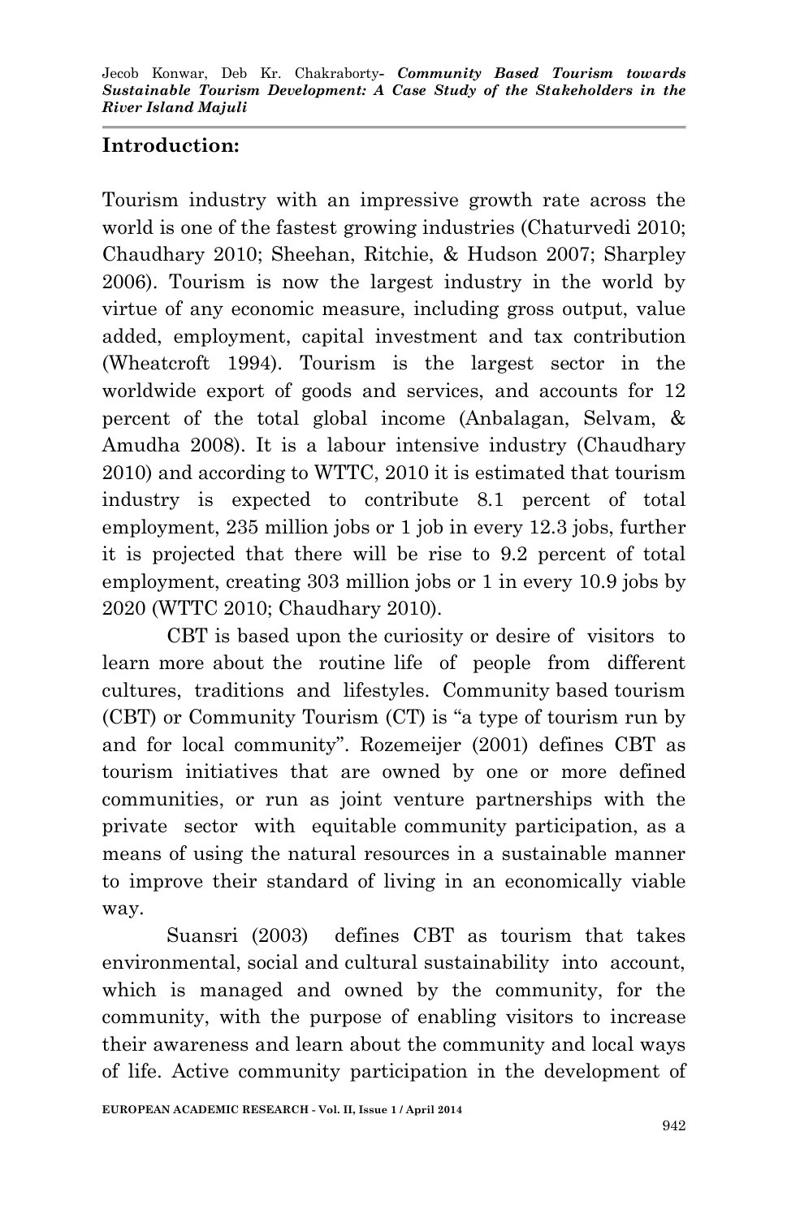## Introduction:

Tourism industry with an impressive growth rate across the world is one of the fastest growing industries (Chaturvedi 2010; Chaudhary 2010; Sheehan, Ritchie, & Hudson 2007; Sharpley 2006). Tourism is now the largest industry in the world by virtue of any economic measure, including gross output, value added, employment, capital investment and tax contribution (Wheatcroft 1994). Tourism is the largest sector in the worldwide export of goods and services, and accounts for 12 percent of the total global income (Anbalagan, Selvam, & Amudha 2008). It is a labour intensive industry (Chaudhary 2010) and according to WTTC, 2010 it is estimated that tourism industry is expected to contribute 8.1 percent of total employment, 235 million jobs or 1 job in every 12.3 jobs, further it is projected that there will be rise to 9.2 percent of total employment, creating 303 million jobs or 1 in every 10.9 jobs by 2020 (WTTC 2010; Chaudhary 2010).

CBT is based upon the curiosity or desire of visitors to learn more about the routine life of people from different cultures, traditions and lifestyles. Community based tourism (CBT) or Community Tourism (CT) is "a type of tourism run by and for local community". Rozemeijer (2001) defines CBT as tourism initiatives that are owned by one or more defined communities, or run as joint venture partnerships with the private sector with equitable community participation, as a means of using the natural resources in a sustainable manner to improve their standard of living in an economically viable way.

Suansri (2003) defines CBT as tourism that takes environmental, social and cultural sustainability into account, which is managed and owned by the community, for the community, with the purpose of enabling visitors to increase their awareness and learn about the community and local ways of life. Active community participation in the development of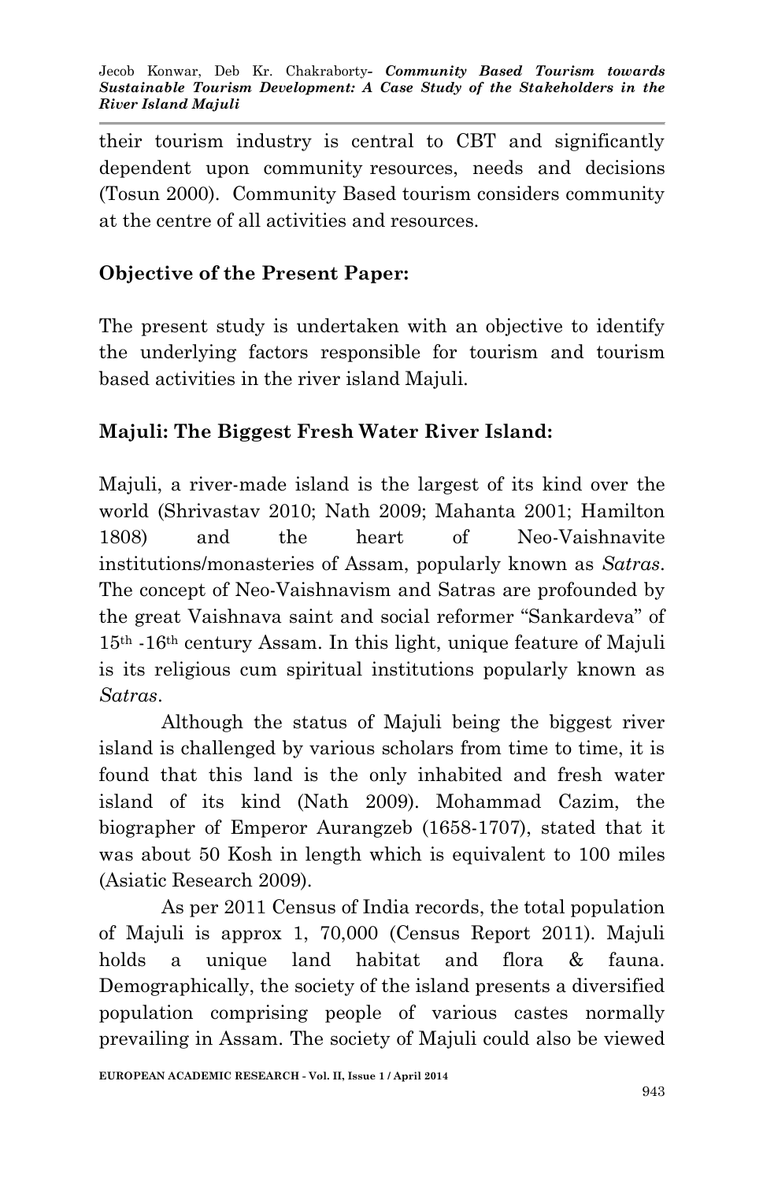their tourism industry is central to CBT and significantly dependent upon community resources, needs and decisions (Tosun 2000). Community Based tourism considers community at the centre of all activities and resources.

**Objective of the Present Paper:**

The present study is undertaken with an objective to identify the underlying factors responsible for tourism and tourism based activities in the river island Majuli.

**Majuli: The Biggest Fresh Water River Island:**

Majuli, a river-made island is the largest of its kind over the world (Shrivastav 2010; Nath 2009; Mahanta 2001; Hamilton 1808) and the heart of Neo-Vaishnavite institutions/monasteries of Assam, popularly known as *Satras*. The concept of Neo-Vaishnavism and Satras are profounded by the great Vaishnava saint and social reformer "Sankardeva" of 15th -16th century Assam. In this light, unique feature of Majuli is its religious cum spiritual institutions popularly known as *Satras*.

Although the status of Majuli being the biggest river island is challenged by various scholars from time to time, it is found that this land is the only inhabited and fresh water island of its kind (Nath 2009). Mohammad Cazim, the biographer of Emperor Aurangzeb (1658-1707), stated that it was about 50 Kosh in length which is equivalent to 100 miles (Asiatic Research 2009).

As per 2011 Census of India records, the total population of Majuli is approx 1, 70,000 (Census Report 2011). Majuli holds a unique land habitat and flora & fauna. Demographically, the society of the island presents a diversified population comprising people of various castes normally prevailing in Assam. The society of Majuli could also be viewed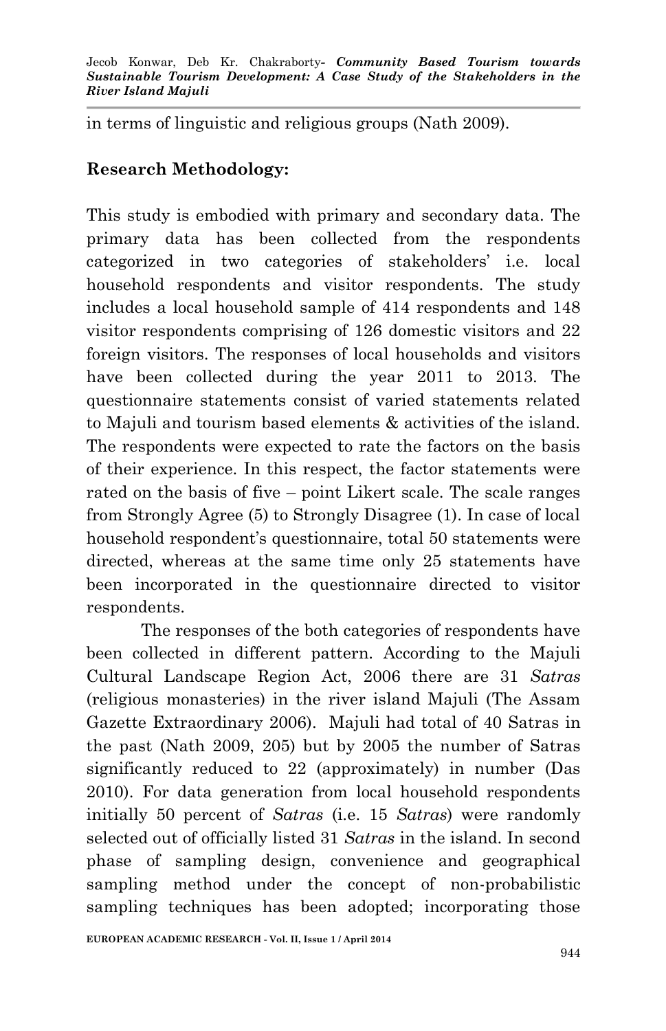in terms of linguistic and religious groups (Nath 2009).

## Research Methodology:

This study is embodied with primary and secondary data. The primary data has been collected from the respondents categorized in two categories of stakeholders' i.e. local household respondents and visitor respondents. The study includes a local household sample of 414 respondents and 148 visitor respondents comprising of 126 domestic visitors and 22 foreign visitors. The responses of local households and visitors have been collected during the year 2011 to 2013. The questionnaire statements consist of varied statements related to Majuli and tourism based elements & activities of the island. The respondents were expected to rate the factors on the basis of their experience. In this respect, the factor statements were rated on the basis of five – point Likert scale. The scale ranges from Strongly Agree (5) to Strongly Disagree (1). In case of local household respondent's questionnaire, total 50 statements were directed, whereas at the same time only 25 statements have been incorporated in the questionnaire directed to visitor respondents.

The responses of the both categories of respondents have been collected in different pattern. According to the Majuli Cultural Landscape Region Act, 2006 there are 31 *Satras* (religious monasteries) in the river island Majuli (The Assam Gazette Extraordinary 2006). Majuli had total of 40 Satras in the past (Nath 2009, 205) but by 2005 the number of Satras significantly reduced to 22 (approximately) in number (Das 2010). For data generation from local household respondents initially 50 percent of *Satras* (i.e. 15 *Satras*) were randomly selected out of officially listed 31 *Satras* in the island. In second phase of sampling design, convenience and geographical sampling method under the concept of non-probabilistic sampling techniques has been adopted; incorporating those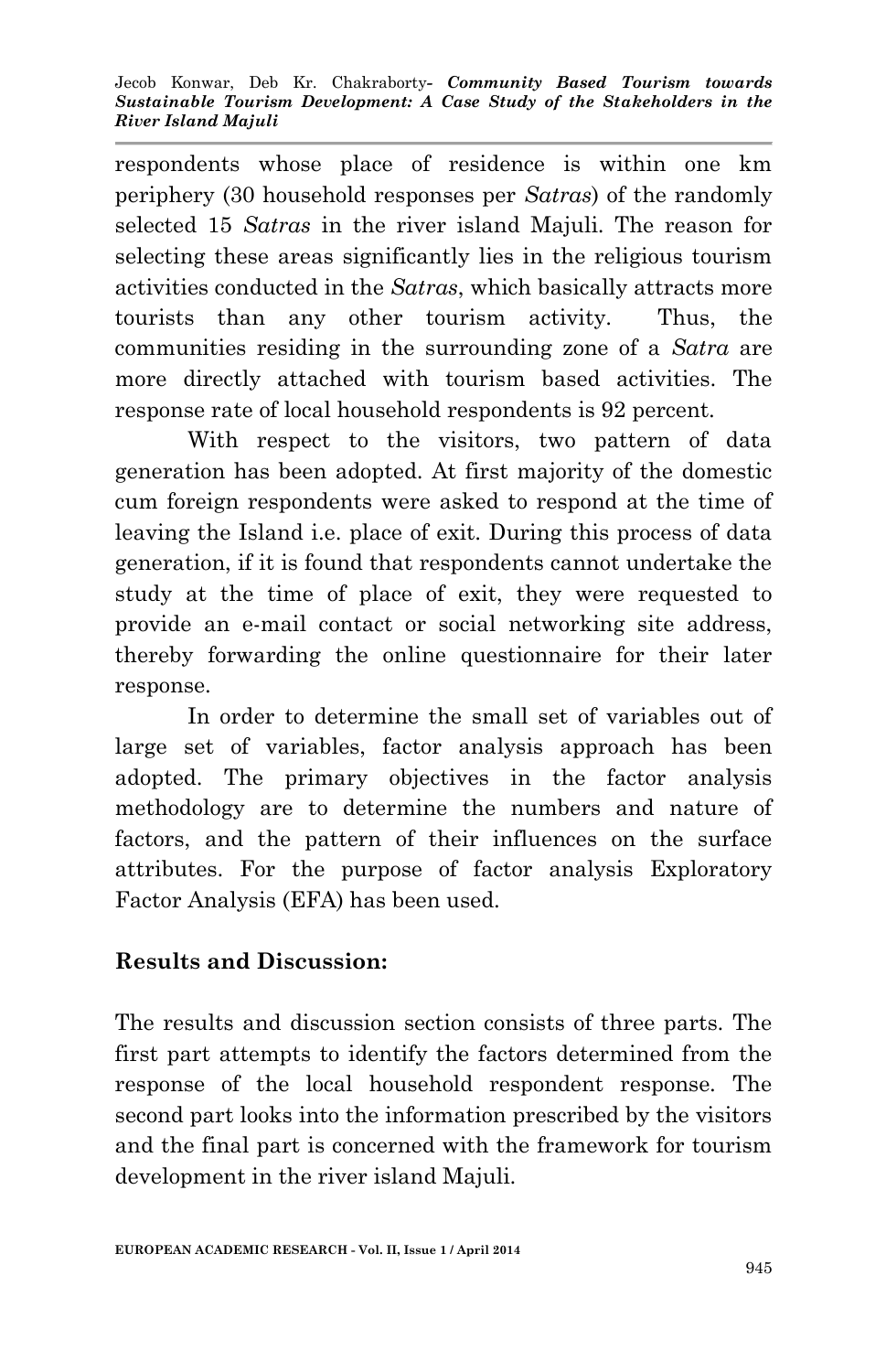respondents whose place of residence is within one km periphery (30 household responses per *Satras*) of the randomly selected 15 *Satras* in the river island Majuli. The reason for selecting these areas significantly lies in the religious tourism activities conducted in the *Satras*, which basically attracts more tourists than any other tourism activity. Thus, the communities residing in the surrounding zone of a *Satra* are more directly attached with tourism based activities. The response rate of local household respondents is 92 percent.

With respect to the visitors, two pattern of data generation has been adopted. At first majority of the domestic cum foreign respondents were asked to respond at the time of leaving the Island i.e. place of exit. During this process of data generation, if it is found that respondents cannot undertake the study at the time of place of exit, they were requested to provide an e-mail contact or social networking site address, thereby forwarding the online questionnaire for their later response.

In order to determine the small set of variables out of large set of variables, factor analysis approach has been adopted. The primary objectives in the factor analysis methodology are to determine the numbers and nature of factors, and the pattern of their influences on the surface attributes. For the purpose of factor analysis Exploratory Factor Analysis (EFA) has been used.

## Results and Discussion:

The results and discussion section consists of three parts. The first part attempts to identify the factors determined from the response of the local household respondent response. The second part looks into the information prescribed by the visitors and the final part is concerned with the framework for tourism development in the river island Majuli.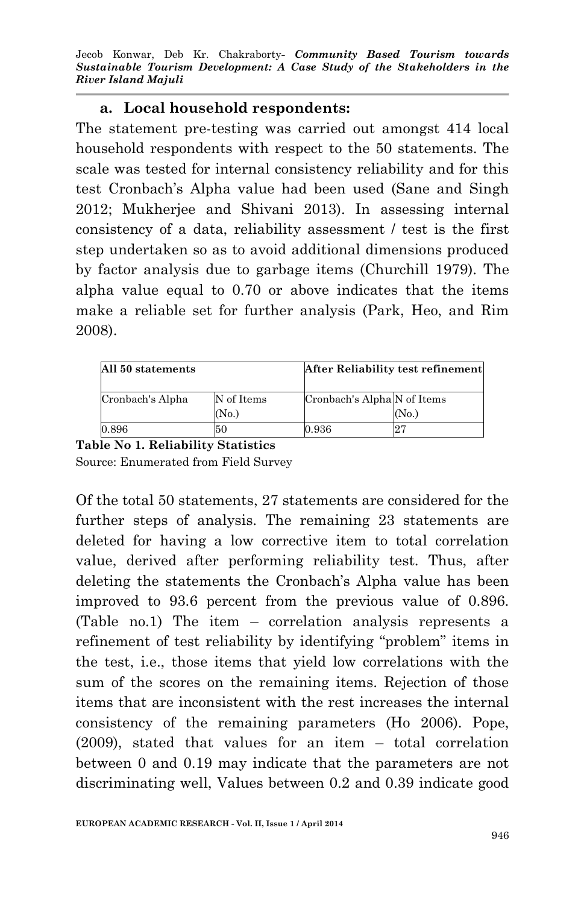### a. Local household respondents:

The statement pre-testing was carried out amongst 414 local household respondents with respect to the 50 statements. The scale was tested for internal consistency reliability and for this test Cronbach's Alpha value had been used (Sane and Singh 2012; Mukherjee and Shivani 2013). In assessing internal consistency of a data, reliability assessment / test is the first step undertaken so as to avoid additional dimensions produced by factor analysis due to garbage items (Churchill 1979). The alpha value equal to 0.70 or above indicates that the items make a reliable set for further analysis (Park, Heo, and Rim 2008).

| All 50 statements | | After Reliability test refinement | |
|---|---|---|---|
| Cronbach's Alpha | N of Items (No.) | Cronbach's Alpha | N of Items (No.) |
| 0.896 | 50 | 0.936 | 27 |

**Table No 1. Reliability Statistics**

Source: Enumerated from Field Survey

Of the total 50 statements, 27 statements are considered for the further steps of analysis. The remaining 23 statements are deleted for having a low corrective item to total correlation value, derived after performing reliability test. Thus, after deleting the statements the Cronbach's Alpha value has been improved to 93.6 percent from the previous value of 0.896. (Table no.1) The item – correlation analysis represents a refinement of test reliability by identifying "problem" items in the test, i.e., those items that yield low correlations with the sum of the scores on the remaining items. Rejection of those items that are inconsistent with the rest increases the internal consistency of the remaining parameters (Ho 2006). Pope, (2009), stated that values for an item – total correlation between 0 and 0.19 may indicate that the parameters are not discriminating well, Values between 0.2 and 0.39 indicate good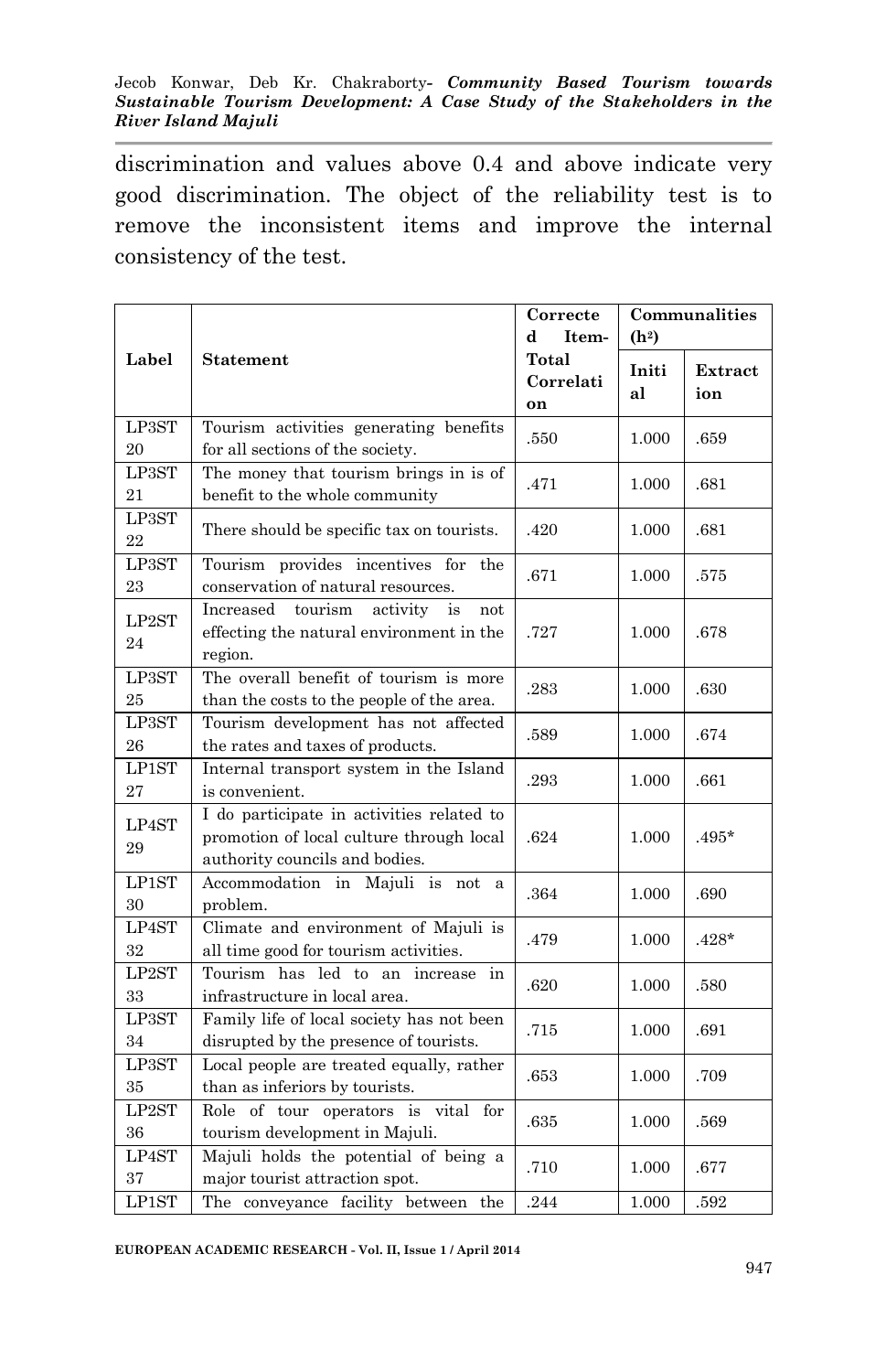discrimination and values above 0.4 and above indicate very good discrimination. The object of the reliability test is to remove the inconsistent items and improve the internal consistency of the test.

| Label | Statement | Corrected Item-Total Correlation | Communalities ($h^2$) | |
|---|---|---|---|---|
| | | | Initial | Extraction |
| LP3ST 20 | Tourism activities generating benefits for all sections of the society. | .550 | 1.000 | .659 |
| LP3ST 21 | The money that tourism brings in is of benefit to the whole community | .471 | 1.000 | .681 |
| LP3ST 22 | There should be specific tax on tourists. | .420 | 1.000 | .681 |
| LP3ST 23 | Tourism provides incentives for the conservation of natural resources. | .671 | 1.000 | .575 |
| LP2ST 24 | Increased tourism activity is not effecting the natural environment in the region. | .727 | 1.000 | .678 |
| LP3ST 25 | The overall benefit of tourism is more than the costs to the people of the area. | .283 | 1.000 | .630 |
| LP3ST 26 | Tourism development has not affected the rates and taxes of products. | .589 | 1.000 | .674 |
| LP1ST 27 | Internal transport system in the Island is convenient. | .293 | 1.000 | .661 |
| LP4ST 29 | I do participate in activities related to promotion of local culture through local authority councils and bodies. | .624 | 1.000 | .495* |
| LP1ST 30 | Accommodation in Majuli is not a problem. | .364 | 1.000 | .690 |
| LP4ST 32 | Climate and environment of Majuli is all time good for tourism activities. | .479 | 1.000 | .428* |
| LP2ST 33 | Tourism has led to an increase in infrastructure in local area. | .620 | 1.000 | .580 |
| LP3ST 34 | Family life of local society has not been disrupted by the presence of tourists. | .715 | 1.000 | .691 |
| LP3ST 35 | Local people are treated equally, rather than as inferiors by tourists. | .653 | 1.000 | .709 |
| LP2ST 36 | Role of tour operators is vital for tourism development in Majuli. | .635 | 1.000 | .569 |
| LP4ST 37 | Majuli holds the potential of being a major tourist attraction spot. | .710 | 1.000 | .677 |
| LP1ST | The conveyance facility between the | .244 | 1.000 | .592 |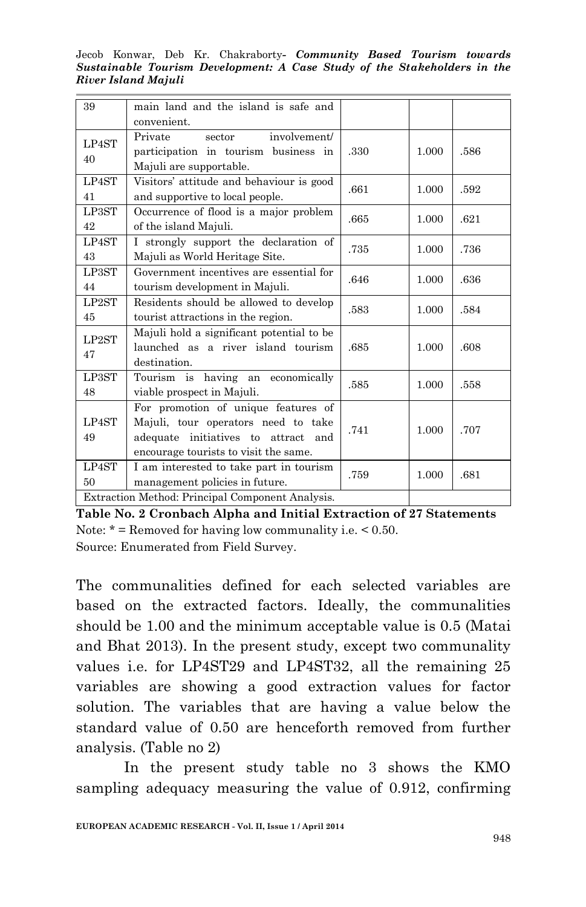| | | | | |
|---|---|---|---|---|
| 39 | main land and the island is safe and convenient. | | | |
| LP4ST 40 | Private sector involvement/ participation in tourism business in Majuli are supportable. | .330 | 1.000 | .586 |
| LP4ST 41 | Visitors' attitude and behaviour is good and supportive to local people. | .661 | 1.000 | .592 |
| LP3ST 42 | Occurrence of flood is a major problem of the island Majuli. | .665 | 1.000 | .621 |
| LP4ST 43 | I strongly support the declaration of Majuli as World Heritage Site. | .735 | 1.000 | .736 |
| LP3ST 44 | Government incentives are essential for tourism development in Majuli. | .646 | 1.000 | .636 |
| LP2ST 45 | Residents should be allowed to develop tourist attractions in the region. | .583 | 1.000 | .584 |
| LP2ST 47 | Majuli hold a significant potential to be launched as a river island tourism destination. | .685 | 1.000 | .608 |
| LP3ST 48 | Tourism is having an economically viable prospect in Majuli. | .585 | 1.000 | .558 |
| LP4ST 49 | For promotion of unique features of Majuli, tour operators need to take adequate initiatives to attract and encourage tourists to visit the same. | .741 | 1.000 | .707 |
| LP4ST 50 | I am interested to take part in tourism management policies in future. | .759 | 1.000 | .681 |
| Extraction Method: Principal Component Analysis. | | | | |

**Table No. 2 Cronbach Alpha and Initial Extraction of 27 Statements**
Note: * = Removed for having low communality i.e. < 0.50.
Source: Enumerated from Field Survey.

The communalities defined for each selected variables are based on the extracted factors. Ideally, the communalities should be 1.00 and the minimum acceptable value is 0.5 (Matai and Bhat 2013). In the present study, except two communality values i.e. for LP4ST29 and LP4ST32, all the remaining 25 variables are showing a good extraction values for factor solution. The variables that are having a value below the standard value of 0.50 are henceforth removed from further analysis. (Table no 2)

In the present study table no 3 shows the KMO sampling adequacy measuring the value of 0.912, confirming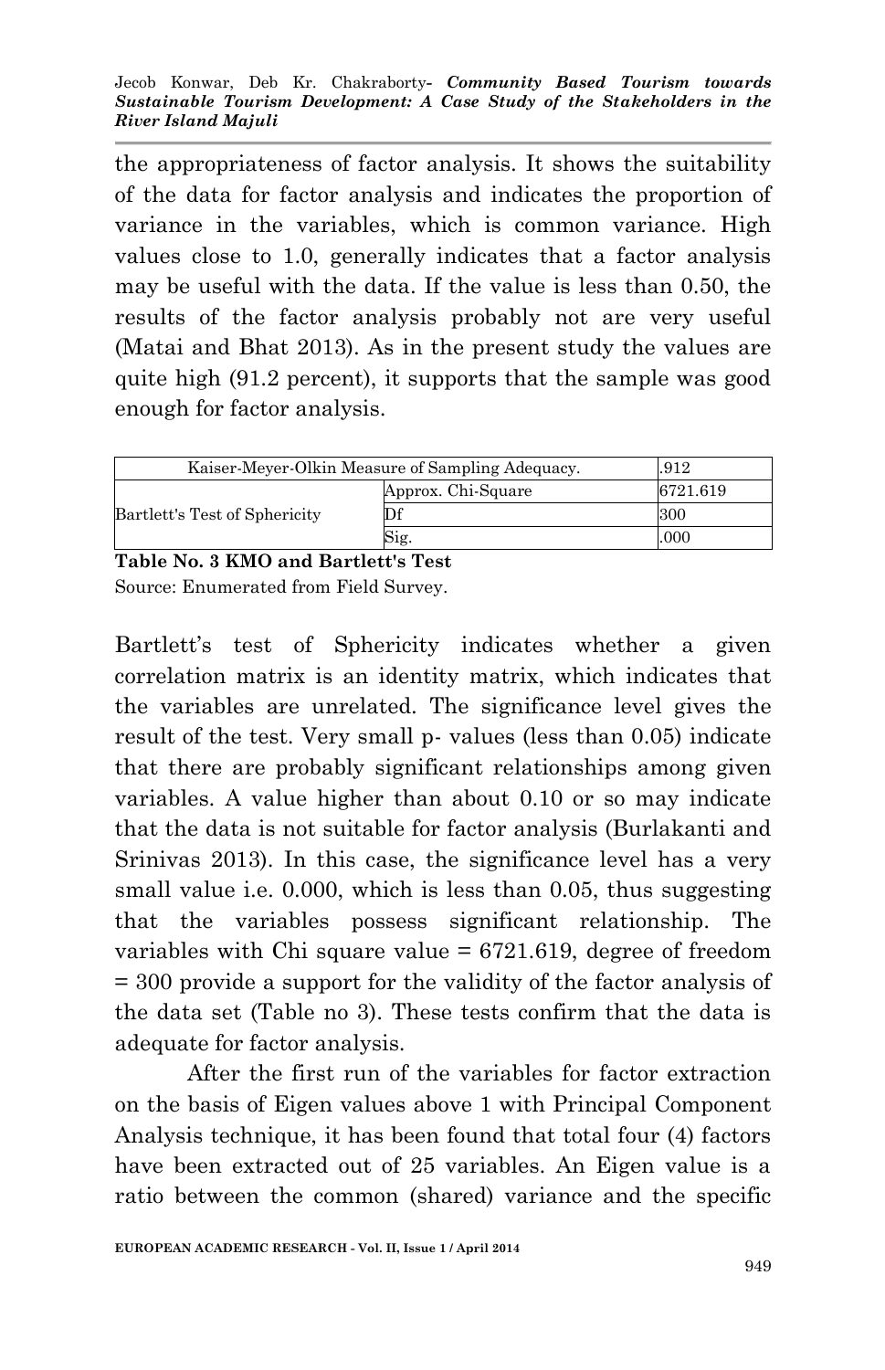the appropriateness of factor analysis. It shows the suitability of the data for factor analysis and indicates the proportion of variance in the variables, which is common variance. High values close to 1.0, generally indicates that a factor analysis may be useful with the data. If the value is less than 0.50, the results of the factor analysis probably not are very useful (Matai and Bhat 2013). As in the present study the values are quite high (91.2 percent), it supports that the sample was good enough for factor analysis.

| Kaiser-Meyer-Olkin Measure of Sampling Adequacy. | | .912 |
|---|---|---|
| Bartlett's Test of Sphericity | Approx. Chi-Square | 6721.619 |
| | Df | 300 |
| | Sig. | .000 |

**Table No. 3 KMO and Bartlett's Test**
Source: Enumerated from Field Survey.

Bartlett's test of Sphericity indicates whether a given correlation matrix is an identity matrix, which indicates that the variables are unrelated. The significance level gives the result of the test. Very small p- values (less than 0.05) indicate that there are probably significant relationships among given variables. A value higher than about 0.10 or so may indicate that the data is not suitable for factor analysis (Burlakanti and Srinivas 2013). In this case, the significance level has a very small value i.e. 0.000, which is less than 0.05, thus suggesting that the variables possess significant relationship. The variables with Chi square value = 6721.619, degree of freedom = 300 provide a support for the validity of the factor analysis of the data set (Table no 3). These tests confirm that the data is adequate for factor analysis.

After the first run of the variables for factor extraction on the basis of Eigen values above 1 with Principal Component Analysis technique, it has been found that total four (4) factors have been extracted out of 25 variables. An Eigen value is a ratio between the common (shared) variance and the specific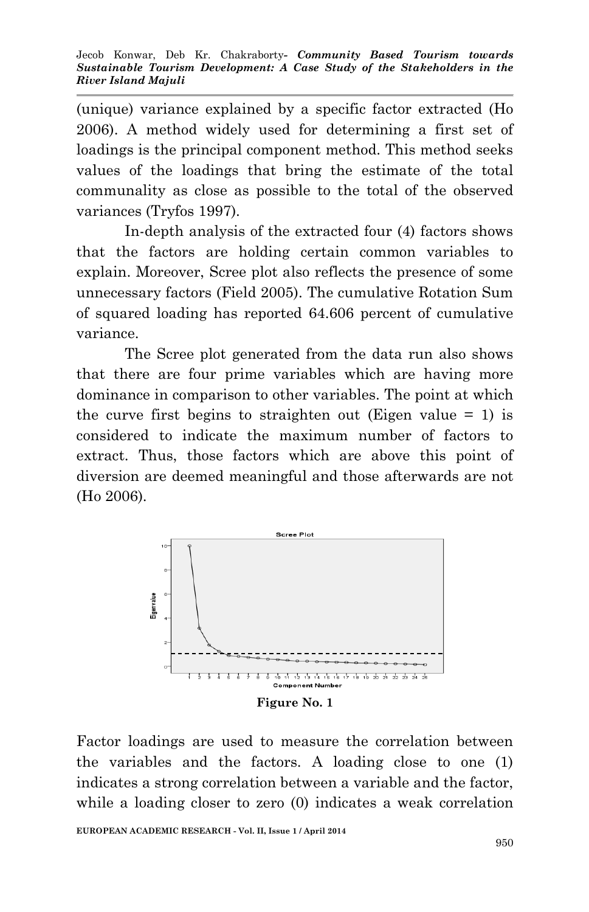(unique) variance explained by a specific factor extracted (Ho 2006). A method widely used for determining a first set of loadings is the principal component method. This method seeks values of the loadings that bring the estimate of the total communality as close as possible to the total of the observed variances (Tryfos 1997).

In-depth analysis of the extracted four (4) factors shows that the factors are holding certain common variables to explain. Moreover, Scree plot also reflects the presence of some unnecessary factors (Field 2005). The cumulative Rotation Sum of squared loading has reported 64.606 percent of cumulative variance.

The Scree plot generated from the data run also shows that there are four prime variables which are having more dominance in comparison to other variables. The point at which the curve first begins to straighten out (Eigen value = 1) is considered to indicate the maximum number of factors to extract. Thus, those factors which are above this point of diversion are deemed meaningful and those afterwards are not (Ho 2006).

**Figure No. 1**

Factor loadings are used to measure the correlation between the variables and the factors. A loading close to one (1) indicates a strong correlation between a variable and the factor, while a loading closer to zero (0) indicates a weak correlation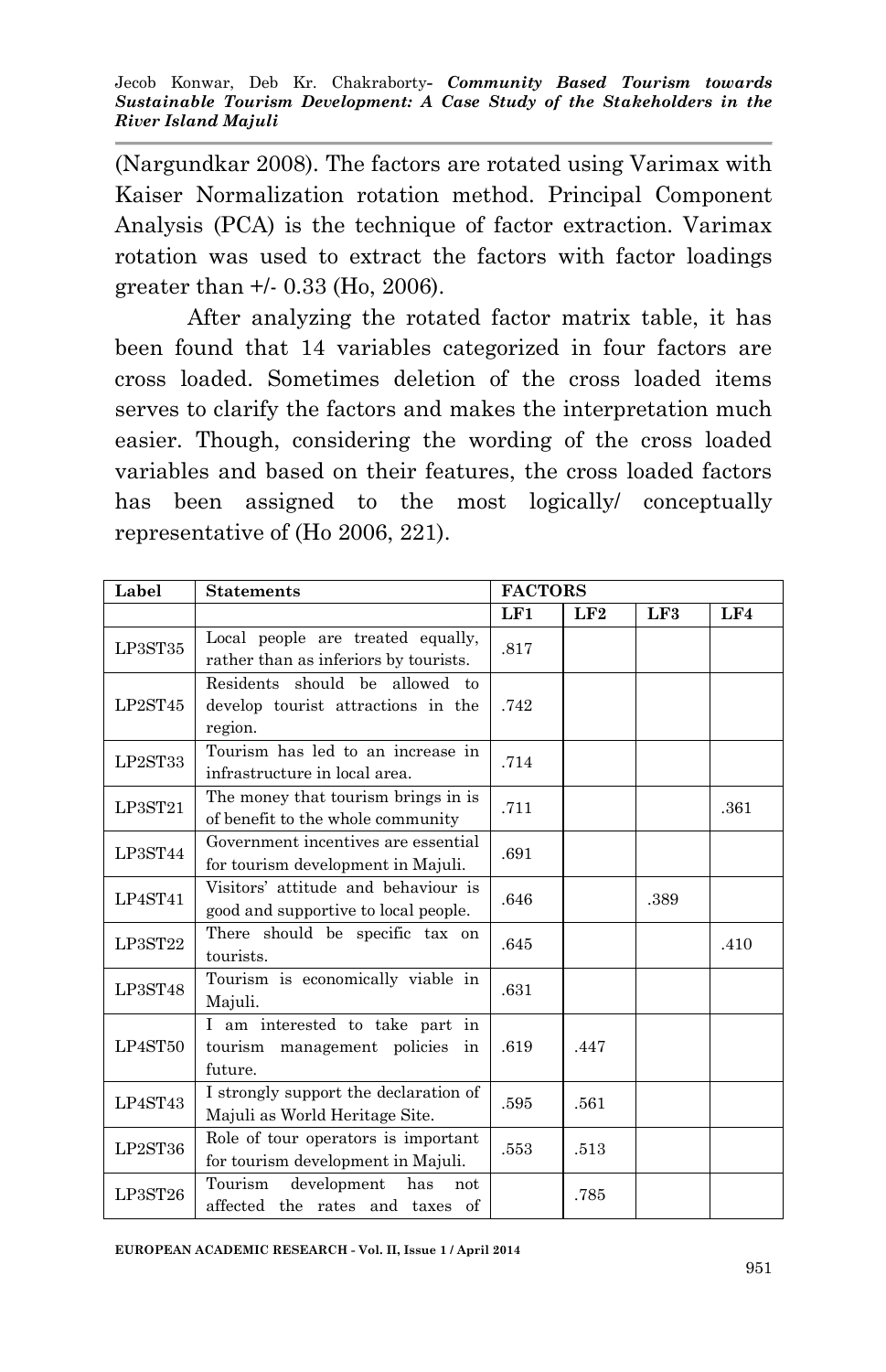(Nargundkar 2008). The factors are rotated using Varimax with Kaiser Normalization rotation method. Principal Component Analysis (PCA) is the technique of factor extraction. Varimax rotation was used to extract the factors with factor loadings greater than +/- 0.33 (Ho, 2006).

After analyzing the rotated factor matrix table, it has been found that 14 variables categorized in four factors are cross loaded. Sometimes deletion of the cross loaded items serves to clarify the factors and makes the interpretation much easier. Though, considering the wording of the cross loaded variables and based on their features, the cross loaded factors has been assigned to the most logically/ conceptually representative of (Ho 2006, 221).

| Label | Statements | FACTORS | | | |
|---|---|---|---|---|---|
| | | LF1 | LF2 | LF3 | LF4 |
| LP3ST35 | Local people are treated equally, rather than as inferiors by tourists. | .817 | | | |
| LP2ST45 | Residents should be allowed to develop tourist attractions in the region. | .742 | | | |
| LP2ST33 | Tourism has led to an increase in infrastructure in local area. | .714 | | | |
| LP3ST21 | The money that tourism brings in is of benefit to the whole community | .711 | | | .361 |
| LP3ST44 | Government incentives are essential for tourism development in Majuli. | .691 | | | |
| LP4ST41 | Visitors' attitude and behaviour is good and supportive to local people. | .646 | | .389 | |
| LP3ST22 | There should be specific tax on tourists. | .645 | | | .410 |
| LP3ST48 | Tourism is economically viable in Majuli. | .631 | | | |
| LP4ST50 | I am interested to take part in tourism management policies in future. | .619 | .447 | | |
| LP4ST43 | I strongly support the declaration of Majuli as World Heritage Site. | .595 | .561 | | |
| LP2ST36 | Role of tour operators is important for tourism development in Majuli. | .553 | .513 | | |
| LP3ST26 | Tourism development has not affected the rates and taxes of | | .785 | | |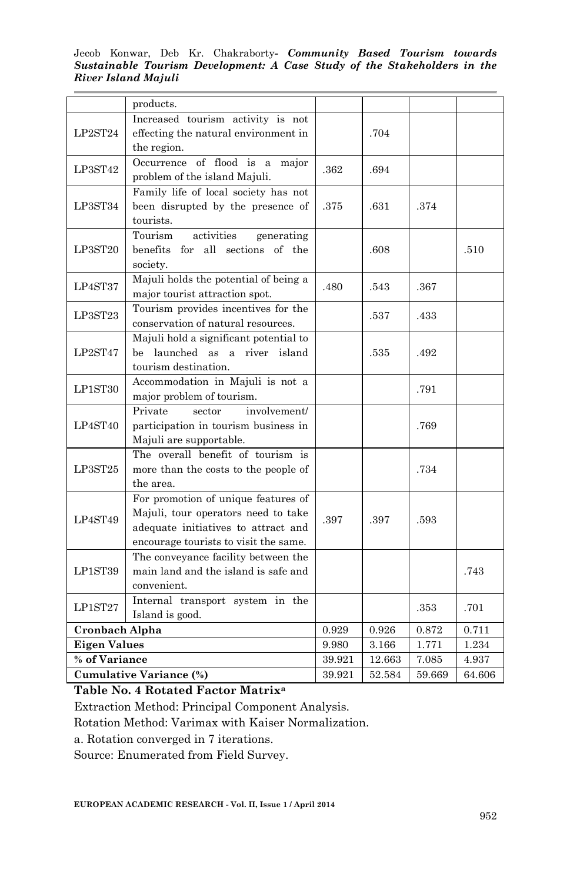| | | | | | |
|---|---|---|---|---|---|
| | products. | | | | |
| LP2ST24 | Increased tourism activity is not effecting the natural environment in the region. | | .704 | | |
| LP3ST42 | Occurrence of flood is a major problem of the island Majuli. | .362 | .694 | | |
| LP3ST34 | Family life of local society has not been disrupted by the presence of tourists. | .375 | .631 | .374 | |
| LP3ST20 | Tourism activities generating benefits for all sections of the society. | | .608 | | .510 |
| LP4ST37 | Majuli holds the potential of being a major tourist attraction spot. | .480 | .543 | .367 | |
| LP3ST23 | Tourism provides incentives for the conservation of natural resources. | | .537 | .433 | |
| LP2ST47 | Majuli hold a significant potential to be launched as a river island tourism destination. | | .535 | .492 | |
| LP1ST30 | Accommodation in Majuli is not a major problem of tourism. | | | .791 | |
| LP4ST40 | Private sector involvement/ participation in tourism business in Majuli are supportable. | | | .769 | |
| LP3ST25 | The overall benefit of tourism is more than the costs to the people of the area. | | | .734 | |
| LP4ST49 | For promotion of unique features of Majuli, tour operators need to take adequate initiatives to attract and encourage tourists to visit the same. | .397 | .397 | .593 | |
| LP1ST39 | The conveyance facility between the main land and the island is safe and convenient. | | | | .743 |
| LP1ST27 | Internal transport system in the Island is good. | | | .353 | .701 |
| **Cronbach Alpha** | | 0.929 | 0.926 | 0.872 | 0.711 |
| **Eigen Values** | | 9.980 | 3.166 | 1.771 | 1.234 |
| **% of Variance** | | 39.921 | 12.663 | 7.085 | 4.937 |
| **Cumulative Variance (%)** | | 39.921 | 52.584 | 59.669 | 64.606 |

**Table No. 4 Rotated Factor Matrix[a]**

Extraction Method: Principal Component Analysis.

Rotation Method: Varimax with Kaiser Normalization.

a. Rotation converged in 7 iterations.

Source: Enumerated from Field Survey.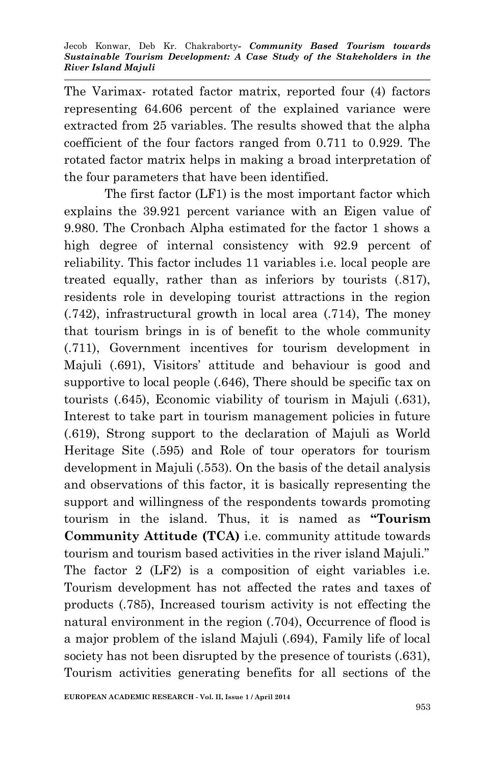The Varimax- rotated factor matrix, reported four (4) factors representing 64.606 percent of the explained variance were extracted from 25 variables. The results showed that the alpha coefficient of the four factors ranged from 0.711 to 0.929. The rotated factor matrix helps in making a broad interpretation of the four parameters that have been identified.

The first factor (LF1) is the most important factor which explains the 39.921 percent variance with an Eigen value of 9.980. The Cronbach Alpha estimated for the factor 1 shows a high degree of internal consistency with 92.9 percent of reliability. This factor includes 11 variables i.e. local people are treated equally, rather than as inferiors by tourists (.817), residents role in developing tourist attractions in the region (.742), infrastructural growth in local area (.714), The money that tourism brings in is of benefit to the whole community (.711), Government incentives for tourism development in Majuli (.691), Visitors' attitude and behaviour is good and supportive to local people (.646), There should be specific tax on tourists (.645), Economic viability of tourism in Majuli (.631), Interest to take part in tourism management policies in future (.619), Strong support to the declaration of Majuli as World Heritage Site (.595) and Role of tour operators for tourism development in Majuli (.553). On the basis of the detail analysis and observations of this factor, it is basically representing the support and willingness of the respondents towards promoting tourism in the island. Thus, it is named as **"Tourism Community Attitude (TCA)** i.e. community attitude towards tourism and tourism based activities in the river island Majuli." The factor 2 (LF2) is a composition of eight variables i.e. Tourism development has not affected the rates and taxes of products (.785), Increased tourism activity is not effecting the natural environment in the region (.704), Occurrence of flood is a major problem of the island Majuli (.694), Family life of local society has not been disrupted by the presence of tourists (.631), Tourism activities generating benefits for all sections of the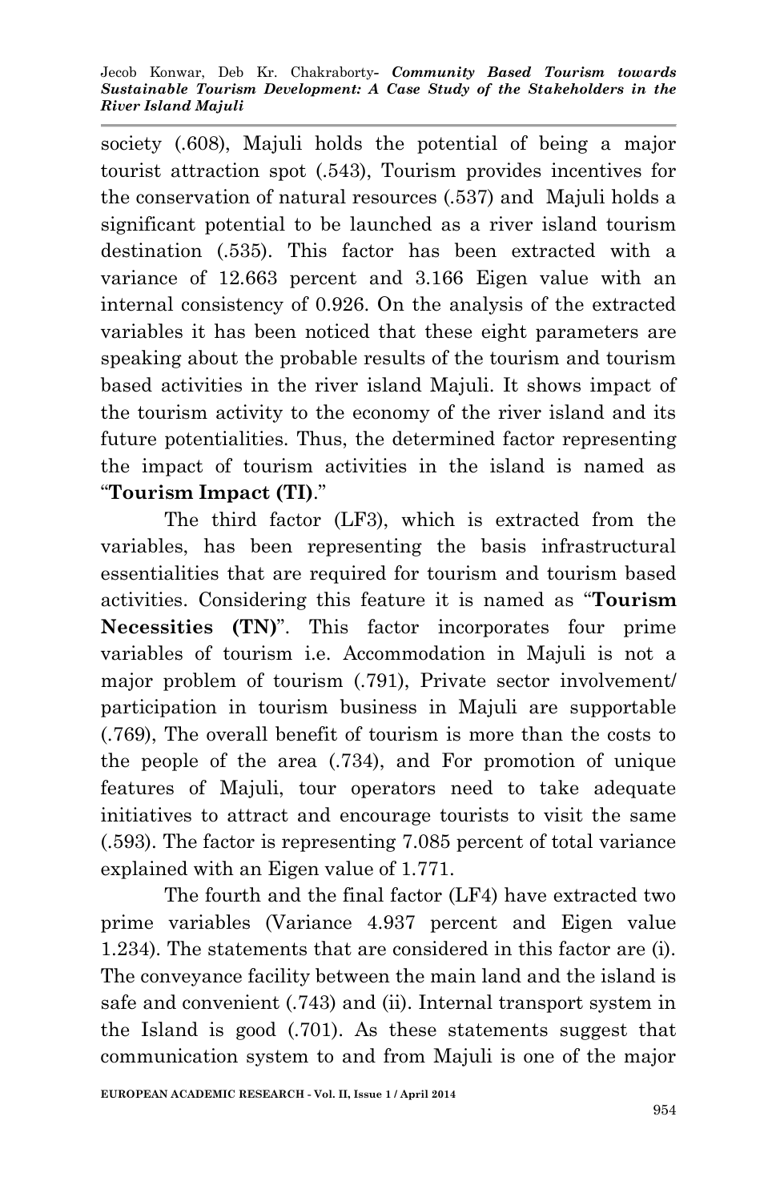society (.608), Majuli holds the potential of being a major tourist attraction spot (.543), Tourism provides incentives for the conservation of natural resources (.537) and Majuli holds a significant potential to be launched as a river island tourism destination (.535). This factor has been extracted with a variance of 12.663 percent and 3.166 Eigen value with an internal consistency of 0.926. On the analysis of the extracted variables it has been noticed that these eight parameters are speaking about the probable results of the tourism and tourism based activities in the river island Majuli. It shows impact of the tourism activity to the economy of the river island and its future potentialities. Thus, the determined factor representing the impact of tourism activities in the island is named as "**Tourism Impact (TI)**."

The third factor (LF3), which is extracted from the variables, has been representing the basis infrastructural essentialities that are required for tourism and tourism based activities. Considering this feature it is named as "**Tourism Necessities (TN)**". This factor incorporates four prime variables of tourism i.e. Accommodation in Majuli is not a major problem of tourism (.791), Private sector involvement/ participation in tourism business in Majuli are supportable (.769), The overall benefit of tourism is more than the costs to the people of the area (.734), and For promotion of unique features of Majuli, tour operators need to take adequate initiatives to attract and encourage tourists to visit the same (.593). The factor is representing 7.085 percent of total variance explained with an Eigen value of 1.771.

The fourth and the final factor (LF4) have extracted two prime variables (Variance 4.937 percent and Eigen value 1.234). The statements that are considered in this factor are (i). The conveyance facility between the main land and the island is safe and convenient (.743) and (ii). Internal transport system in the Island is good (.701). As these statements suggest that communication system to and from Majuli is one of the major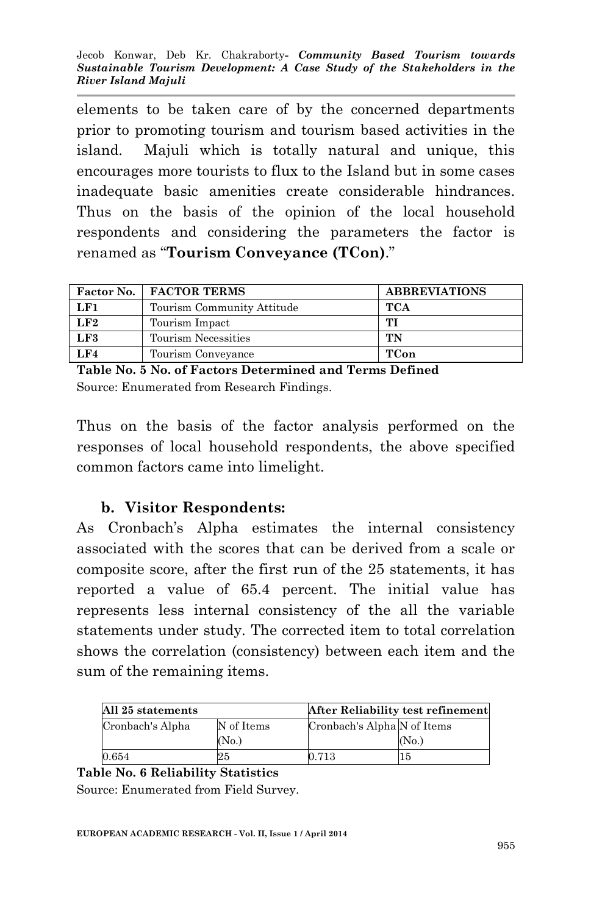elements to be taken care of by the concerned departments prior to promoting tourism and tourism based activities in the island. Majuli which is totally natural and unique, this encourages more tourists to flux to the Island but in some cases inadequate basic amenities create considerable hindrances. Thus on the basis of the opinion of the local household respondents and considering the parameters the factor is renamed as "**Tourism Conveyance (TCon)**."

| Factor No. | FACTOR TERMS | ABBREVIATIONS |
|---|---|---|
| **LF1** | Tourism Community Attitude | **TCA** |
| **LF2** | Tourism Impact | **TI** |
| **LF3** | Tourism Necessities | **TN** |
| **LF4** | Tourism Conveyance | **TCon** |

**Table No. 5 No. of Factors Determined and Terms Defined**

Source: Enumerated from Research Findings.

Thus on the basis of the factor analysis performed on the responses of local household respondents, the above specified common factors came into limelight.

### b. Visitor Respondents:

As Cronbach's Alpha estimates the internal consistency associated with the scores that can be derived from a scale or composite score, after the first run of the 25 statements, it has reported a value of 65.4 percent. The initial value has represents less internal consistency of the all the variable statements under study. The corrected item to total correlation shows the correlation (consistency) between each item and the sum of the remaining items.

| All 25 statements | | After Reliability test refinement | |
|---|---|---|---|
| Cronbach's Alpha | N of Items (No.) | Cronbach's Alpha | N of Items (No.) |
| 0.654 | 25 | 0.713 | 15 |

**Table No. 6 Reliability Statistics**

Source: Enumerated from Field Survey.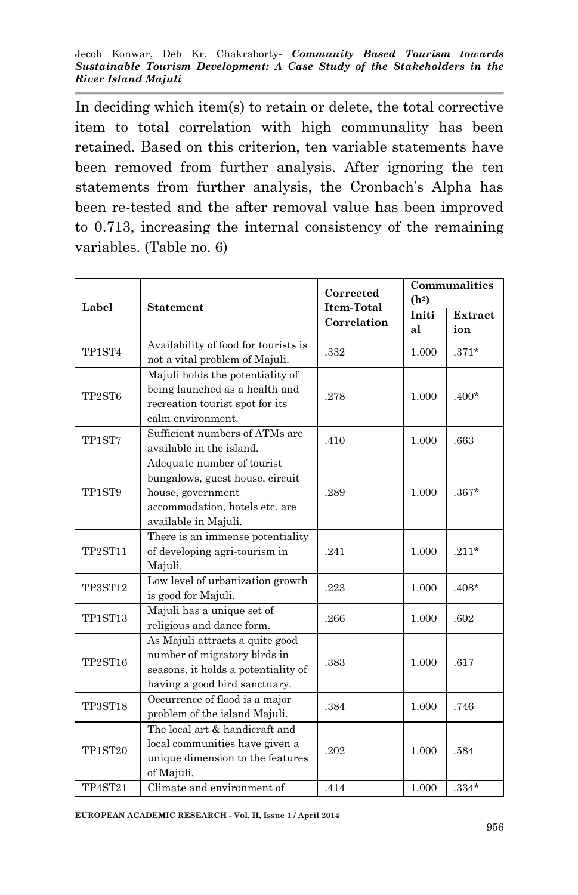In deciding which item(s) to retain or delete, the total corrective item to total correlation with high communality has been retained. Based on this criterion, ten variable statements have been removed from further analysis. After ignoring the ten statements from further analysis, the Cronbach's Alpha has been re-tested and the after removal value has been improved to 0.713, increasing the internal consistency of the remaining variables. (Table no. 6)

| Label | Statement | Corrected Item-Total Correlation | Communalities ($h^2$) | |
|---|---|---|---|---|
| | | | Initial | Extraction |
| TP1ST4 | Availability of food for tourists is not a vital problem of Majuli. | .332 | 1.000 | .371* |
| TP2ST6 | Majuli holds the potentiality of being launched as a health and recreation tourist spot for its calm environment. | .278 | 1.000 | .400* |
| TP1ST7 | Sufficient numbers of ATMs are available in the island. | .410 | 1.000 | .663 |
| TP1ST9 | Adequate number of tourist bungalows, guest house, circuit house, government accommodation, hotels etc. are available in Majuli. | .289 | 1.000 | .367* |
| TP2ST11 | There is an immense potentiality of developing agri-tourism in Majuli. | .241 | 1.000 | .211* |
| TP3ST12 | Low level of urbanization growth is good for Majuli. | .223 | 1.000 | .408* |
| TP1ST13 | Majuli has a unique set of religious and dance form. | .266 | 1.000 | .602 |
| TP2ST16 | As Majuli attracts a quite good number of migratory birds in seasons, it holds a potentiality of having a good bird sanctuary. | .383 | 1.000 | .617 |
| TP3ST18 | Occurrence of flood is a major problem of the island Majuli. | .384 | 1.000 | .746 |
| TP1ST20 | The local art & handicraft and local communities have given a unique dimension to the features of Majuli. | .202 | 1.000 | .584 |
| TP4ST21 | Climate and environment of | .414 | 1.000 | .334* |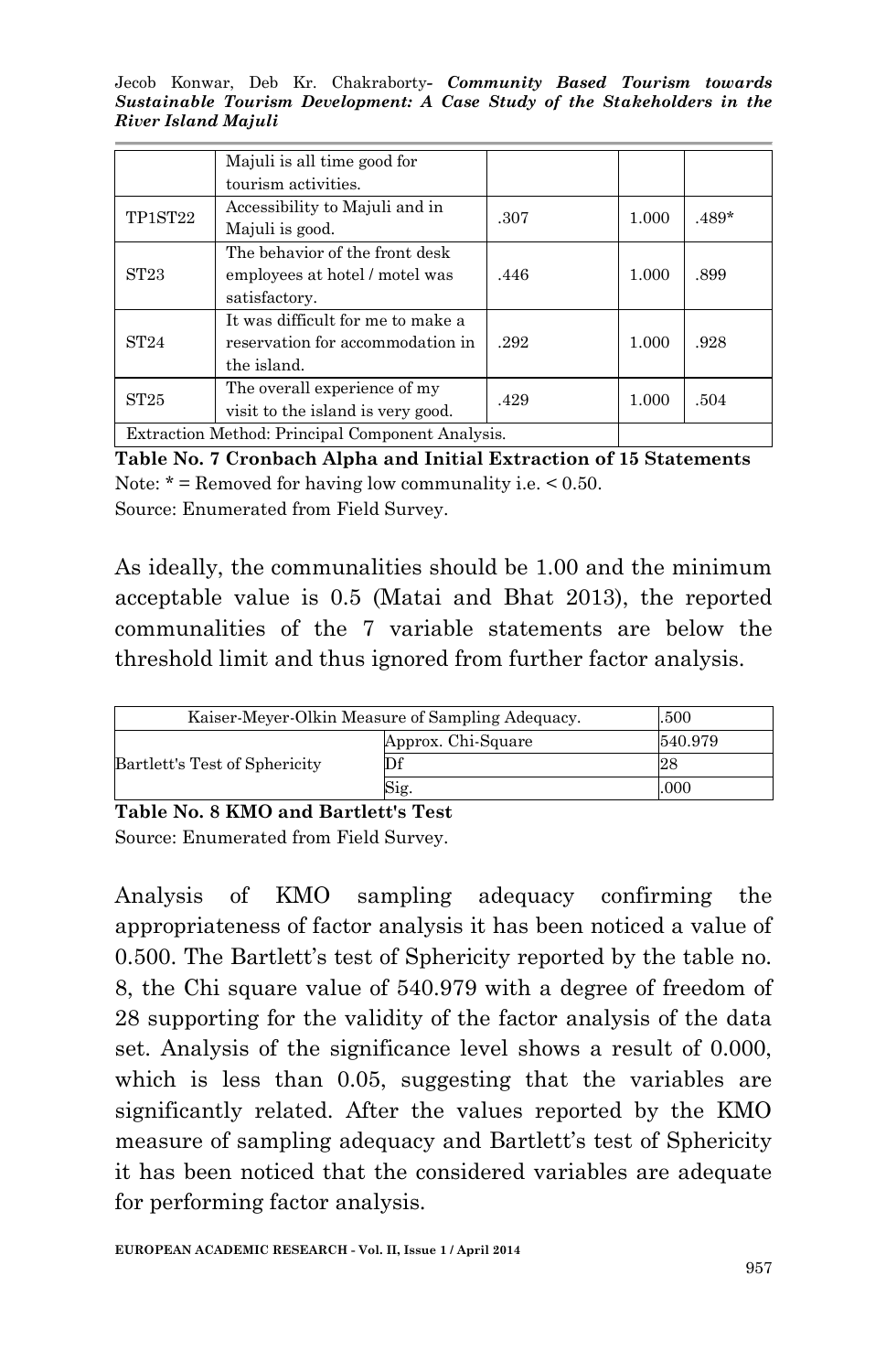|  | Majuli is all time good for tourism activities. |  |  |  |
| --- | --- | --- | --- | --- |
| TP1ST22 | Accessibility to Majuli and in Majuli is good. | .307 | 1.000 | .489* |
| ST23 | The behavior of the front desk employees at hotel / motel was satisfactory. | .446 | 1.000 | .899 |
| ST24 | It was difficult for me to make a reservation for accommodation in the island. | .292 | 1.000 | .928 |
| ST25 | The overall experience of my visit to the island is very good. | .429 | 1.000 | .504 |
| Extraction Method: Principal Component Analysis. |  |  |  |  |

**Table No. 7 Cronbach Alpha and Initial Extraction of 15 Statements**

Note: * = Removed for having low communality i.e. < 0.50.

Source: Enumerated from Field Survey.

As ideally, the communalities should be 1.00 and the minimum acceptable value is 0.5 (Matai and Bhat 2013), the reported communalities of the 7 variable statements are below the threshold limit and thus ignored from further factor analysis.

| Kaiser-Meyer-Olkin Measure of Sampling Adequacy. |  | .500 |
| --- | --- | --- |
| Bartlett's Test of Sphericity | Approx. Chi-Square | 540.979 |
|  | Df | 28 |
|  | Sig. | .000 |

**Table No. 8 KMO and Bartlett's Test**

Source: Enumerated from Field Survey.

Analysis of KMO sampling adequacy confirming the appropriateness of factor analysis it has been noticed a value of 0.500. The Bartlett's test of Sphericity reported by the table no. 8, the Chi square value of 540.979 with a degree of freedom of 28 supporting for the validity of the factor analysis of the data set. Analysis of the significance level shows a result of 0.000, which is less than 0.05, suggesting that the variables are significantly related. After the values reported by the KMO measure of sampling adequacy and Bartlett's test of Sphericity it has been noticed that the considered variables are adequate for performing factor analysis.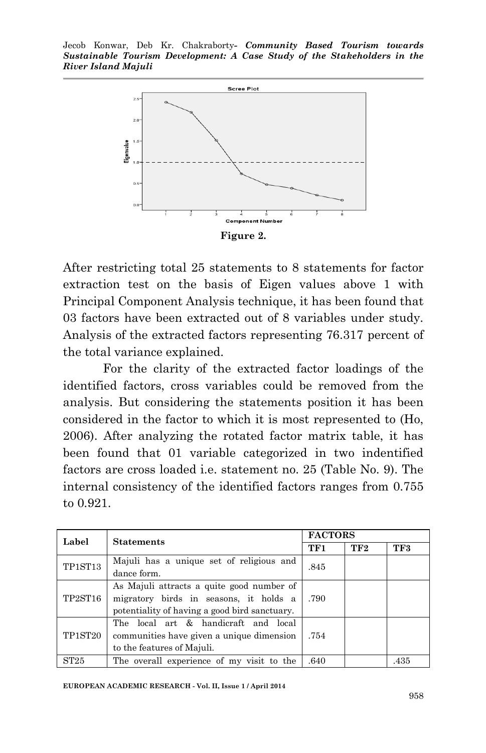Figure 2.

After restricting total 25 statements to 8 statements for factor extraction test on the basis of Eigen values above 1 with Principal Component Analysis technique, it has been found that 03 factors have been extracted out of 8 variables under study. Analysis of the extracted factors representing 76.317 percent of the total variance explained.

For the clarity of the extracted factor loadings of the identified factors, cross variables could be removed from the analysis. But considering the statements position it has been considered in the factor to which it is most represented to (Ho, 2006). After analyzing the rotated factor matrix table, it has been found that 01 variable categorized in two indentified factors are cross loaded i.e. statement no. 25 (Table No. 9). The internal consistency of the identified factors ranges from 0.755 to 0.921.

| Label | Statements | FACTORS | | |
|---|---|---|---|---|
| | | TF1 | TF2 | TF3 |
| TP1ST13 | Majuli has a unique set of religious and dance form. | .845 | | |
| TP2ST16 | As Majuli attracts a quite good number of migratory birds in seasons, it holds a potentiality of having a good bird sanctuary. | .790 | | |
| TP1ST20 | The local art & handicraft and local communities have given a unique dimension to the features of Majuli. | .754 | | |
| ST25 | The overall experience of my visit to the | .640 | | .435 |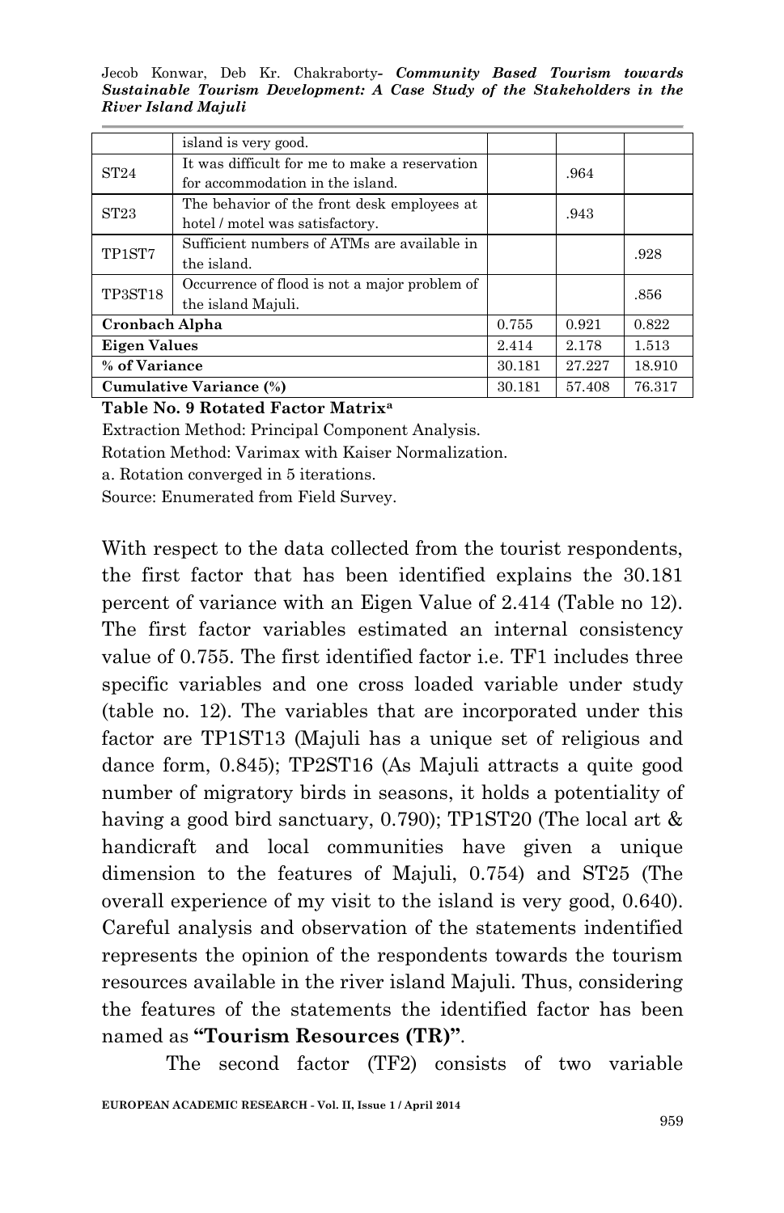| | | | | |
|---|---|---|---|---|
| | island is very good. | | | |
| ST24 | It was difficult for me to make a reservation for accommodation in the island. | | .964 | |
| ST23 | The behavior of the front desk employees at hotel / motel was satisfactory. | | .943 | |
| TP1ST7 | Sufficient numbers of ATMs are available in the island. | | | .928 |
| TP3ST18 | Occurrence of flood is not a major problem of the island Majuli. | | | .856 |
| **Cronbach Alpha** | | 0.755 | 0.921 | 0.822 |
| **Eigen Values** | | 2.414 | 2.178 | 1.513 |
| **% of Variance** | | 30.181 | 27.227 | 18.910 |
| **Cumulative Variance (%)** | | 30.181 | 57.408 | 76.317 |

**Table No. 9 Rotated Factor Matrix[a]**

Extraction Method: Principal Component Analysis.

Rotation Method: Varimax with Kaiser Normalization.

a. Rotation converged in 5 iterations.

Source: Enumerated from Field Survey.

With respect to the data collected from the tourist respondents, the first factor that has been identified explains the 30.181 percent of variance with an Eigen Value of 2.414 (Table no 12). The first factor variables estimated an internal consistency value of 0.755. The first identified factor i.e. TF1 includes three specific variables and one cross loaded variable under study (table no. 12). The variables that are incorporated under this factor are TP1ST13 (Majuli has a unique set of religious and dance form, 0.845); TP2ST16 (As Majuli attracts a quite good number of migratory birds in seasons, it holds a potentiality of having a good bird sanctuary, 0.790); TP1ST20 (The local art & handicraft and local communities have given a unique dimension to the features of Majuli, 0.754) and ST25 (The overall experience of my visit to the island is very good, 0.640). Careful analysis and observation of the statements indentified represents the opinion of the respondents towards the tourism resources available in the river island Majuli. Thus, considering the features of the statements the identified factor has been named as **"Tourism Resources (TR)"**.

The second factor (TF2) consists of two variable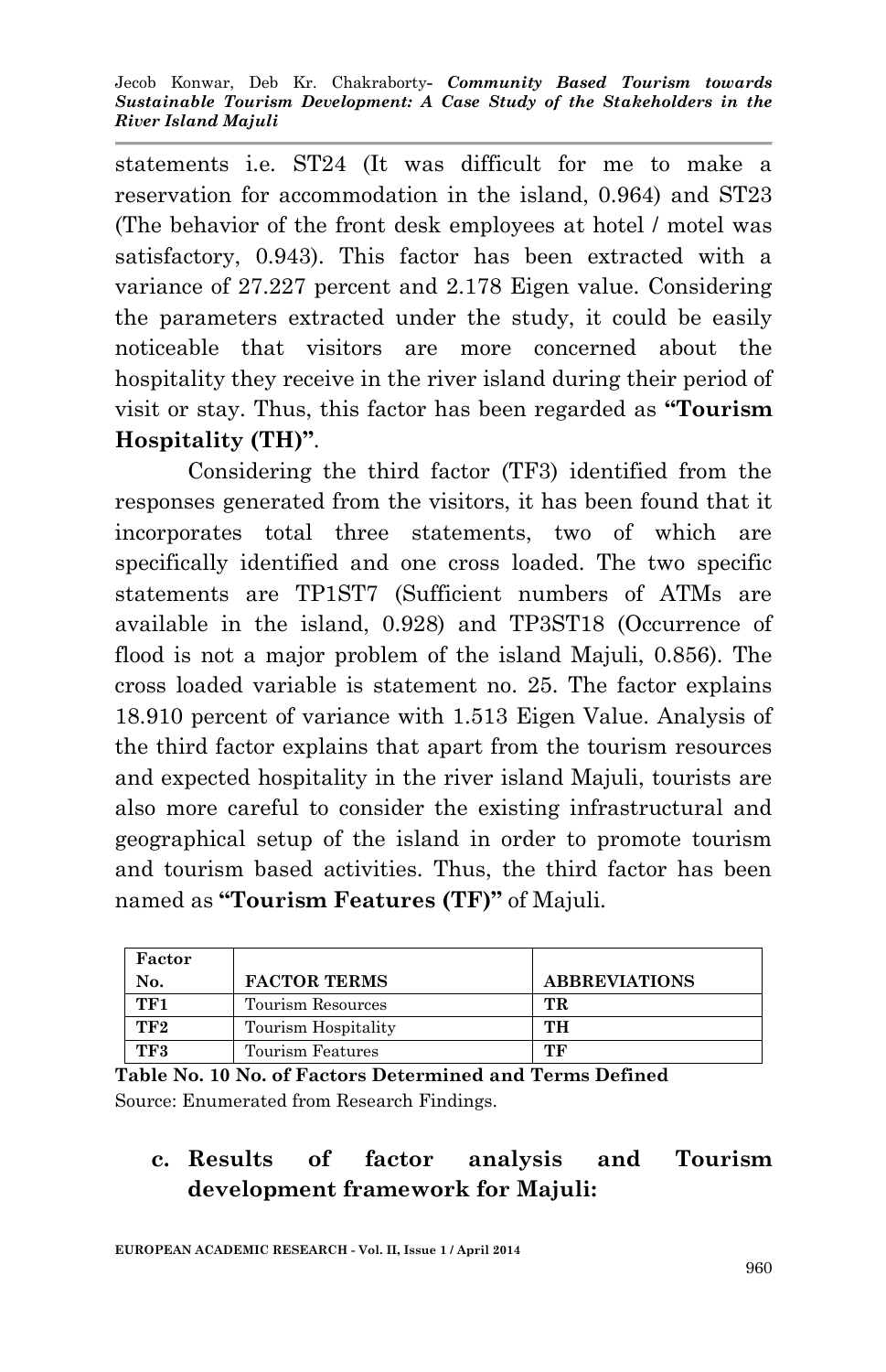statements i.e. ST24 (It was difficult for me to make a reservation for accommodation in the island, 0.964) and ST23 (The behavior of the front desk employees at hotel / motel was satisfactory, 0.943). This factor has been extracted with a variance of 27.227 percent and 2.178 Eigen value. Considering the parameters extracted under the study, it could be easily noticeable that visitors are more concerned about the hospitality they receive in the river island during their period of visit or stay. Thus, this factor has been regarded as **"Tourism Hospitality (TH)"**.

Considering the third factor (TF3) identified from the responses generated from the visitors, it has been found that it incorporates total three statements, two of which are specifically identified and one cross loaded. The two specific statements are TP1ST7 (Sufficient numbers of ATMs are available in the island, 0.928) and TP3ST18 (Occurrence of flood is not a major problem of the island Majuli, 0.856). The cross loaded variable is statement no. 25. The factor explains 18.910 percent of variance with 1.513 Eigen Value. Analysis of the third factor explains that apart from the tourism resources and expected hospitality in the river island Majuli, tourists are also more careful to consider the existing infrastructural and geographical setup of the island in order to promote tourism and tourism based activities. Thus, the third factor has been named as **"Tourism Features (TF)"** of Majuli.

| Factor No. | FACTOR TERMS | ABBREVIATIONS |
|---|---|---|
| TF1 | Tourism Resources | TR |
| TF2 | Tourism Hospitality | TH |
| TF3 | Tourism Features | TF |

**Table No. 10 No. of Factors Determined and Terms Defined**
Source: Enumerated from Research Findings.

**c. Results of factor analysis and Tourism development framework for Majuli:**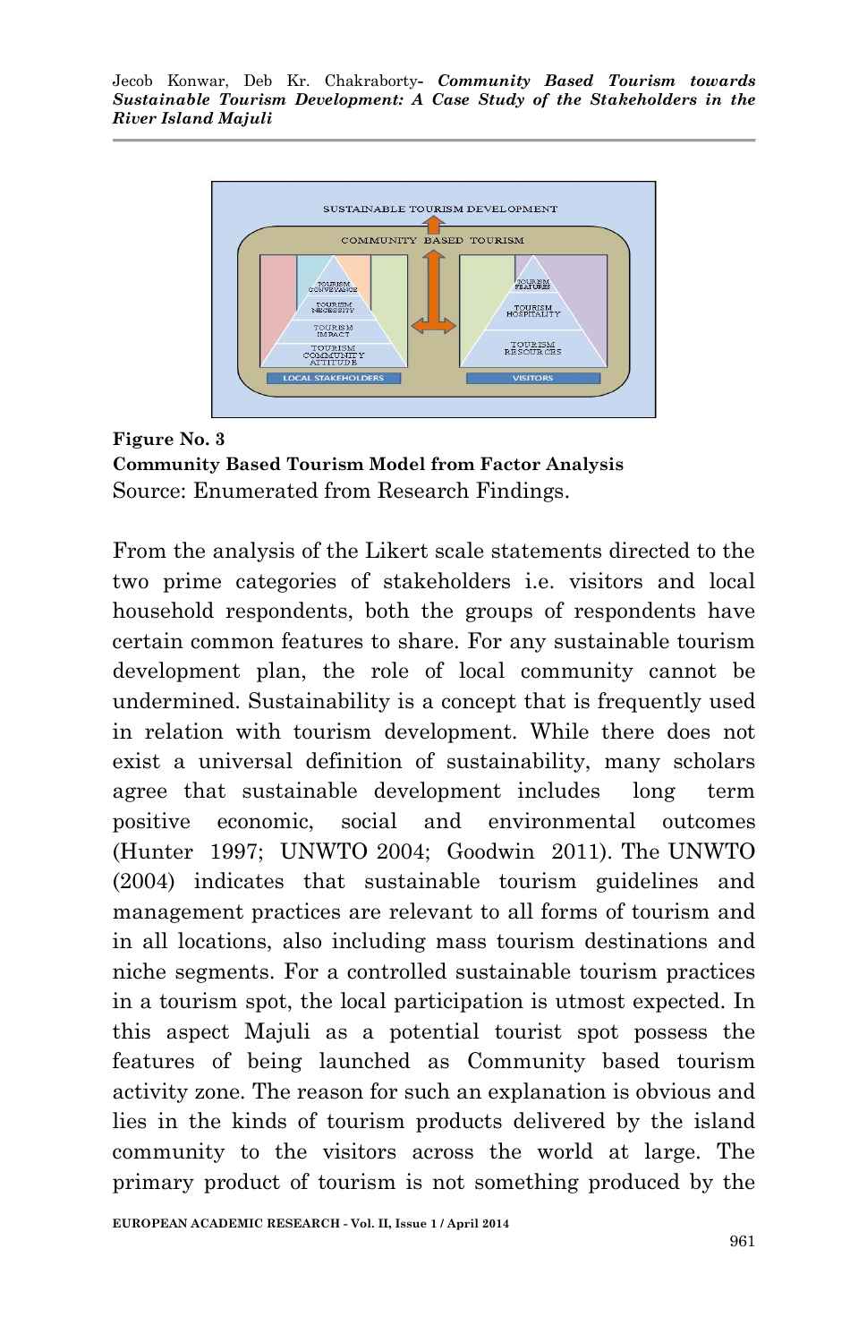**Figure No. 3**

**Community Based Tourism Model from Factor Analysis**

Source: Enumerated from Research Findings.

From the analysis of the Likert scale statements directed to the two prime categories of stakeholders i.e. visitors and local household respondents, both the groups of respondents have certain common features to share. For any sustainable tourism development plan, the role of local community cannot be undermined. Sustainability is a concept that is frequently used in relation with tourism development. While there does not exist a universal definition of sustainability, many scholars agree that sustainable development includes long term positive economic, social and environmental outcomes (Hunter 1997; UNWTO 2004; Goodwin 2011). The UNWTO (2004) indicates that sustainable tourism guidelines and management practices are relevant to all forms of tourism and in all locations, also including mass tourism destinations and niche segments. For a controlled sustainable tourism practices in a tourism spot, the local participation is utmost expected. In this aspect Majuli as a potential tourist spot possess the features of being launched as Community based tourism activity zone. The reason for such an explanation is obvious and lies in the kinds of tourism products delivered by the island community to the visitors across the world at large. The primary product of tourism is not something produced by the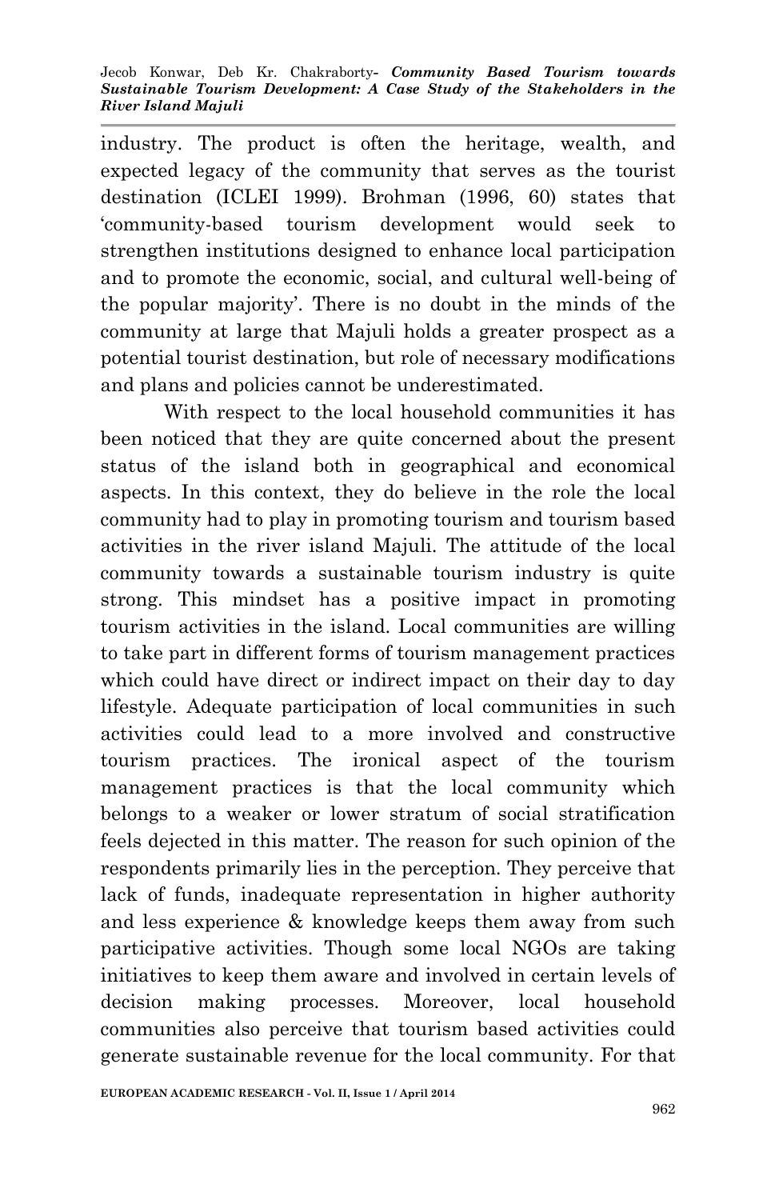industry. The product is often the heritage, wealth, and expected legacy of the community that serves as the tourist destination (ICLEI 1999). Brohman (1996, 60) states that 'community-based tourism development would seek to strengthen institutions designed to enhance local participation and to promote the economic, social, and cultural well-being of the popular majority'. There is no doubt in the minds of the community at large that Majuli holds a greater prospect as a potential tourist destination, but role of necessary modifications and plans and policies cannot be underestimated.

With respect to the local household communities it has been noticed that they are quite concerned about the present status of the island both in geographical and economical aspects. In this context, they do believe in the role the local community had to play in promoting tourism and tourism based activities in the river island Majuli. The attitude of the local community towards a sustainable tourism industry is quite strong. This mindset has a positive impact in promoting tourism activities in the island. Local communities are willing to take part in different forms of tourism management practices which could have direct or indirect impact on their day to day lifestyle. Adequate participation of local communities in such activities could lead to a more involved and constructive tourism practices. The ironical aspect of the tourism management practices is that the local community which belongs to a weaker or lower stratum of social stratification feels dejected in this matter. The reason for such opinion of the respondents primarily lies in the perception. They perceive that lack of funds, inadequate representation in higher authority and less experience & knowledge keeps them away from such participative activities. Though some local NGOs are taking initiatives to keep them aware and involved in certain levels of decision making processes. Moreover, local household communities also perceive that tourism based activities could generate sustainable revenue for the local community. For that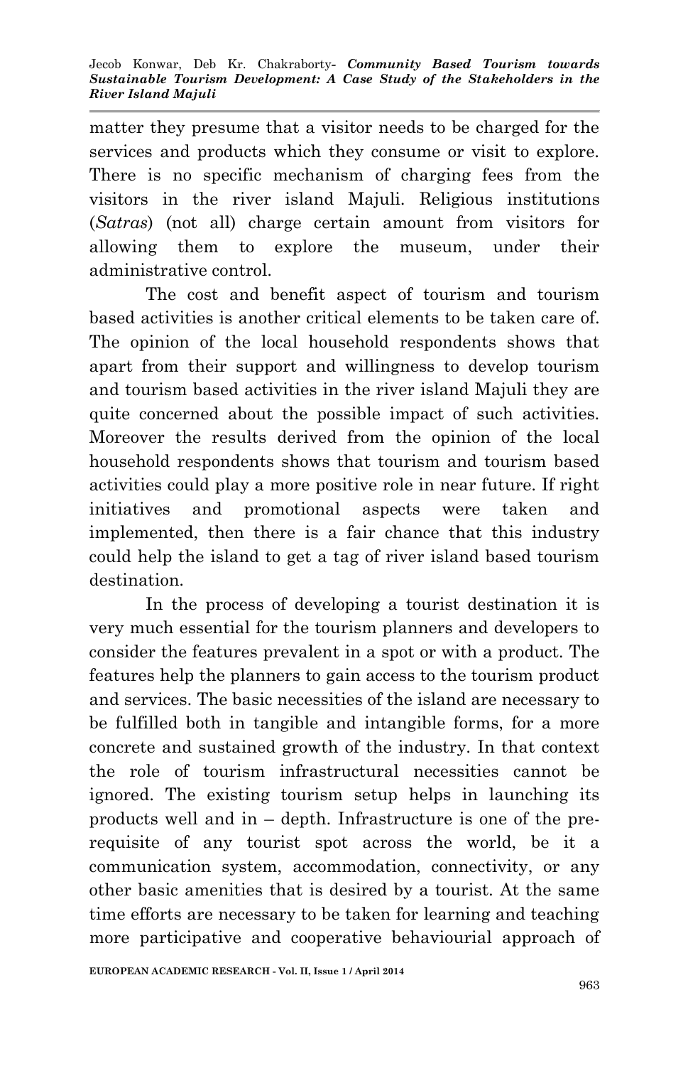matter they presume that a visitor needs to be charged for the services and products which they consume or visit to explore. There is no specific mechanism of charging fees from the visitors in the river island Majuli. Religious institutions (*Satras*) (not all) charge certain amount from visitors for allowing them to explore the museum, under their administrative control.

The cost and benefit aspect of tourism and tourism based activities is another critical elements to be taken care of. The opinion of the local household respondents shows that apart from their support and willingness to develop tourism and tourism based activities in the river island Majuli they are quite concerned about the possible impact of such activities. Moreover the results derived from the opinion of the local household respondents shows that tourism and tourism based activities could play a more positive role in near future. If right initiatives and promotional aspects were taken and implemented, then there is a fair chance that this industry could help the island to get a tag of river island based tourism destination.

In the process of developing a tourist destination it is very much essential for the tourism planners and developers to consider the features prevalent in a spot or with a product. The features help the planners to gain access to the tourism product and services. The basic necessities of the island are necessary to be fulfilled both in tangible and intangible forms, for a more concrete and sustained growth of the industry. In that context the role of tourism infrastructural necessities cannot be ignored. The existing tourism setup helps in launching its products well and in – depth. Infrastructure is one of the pre-requisite of any tourist spot across the world, be it a communication system, accommodation, connectivity, or any other basic amenities that is desired by a tourist. At the same time efforts are necessary to be taken for learning and teaching more participative and cooperative behaviourial approach of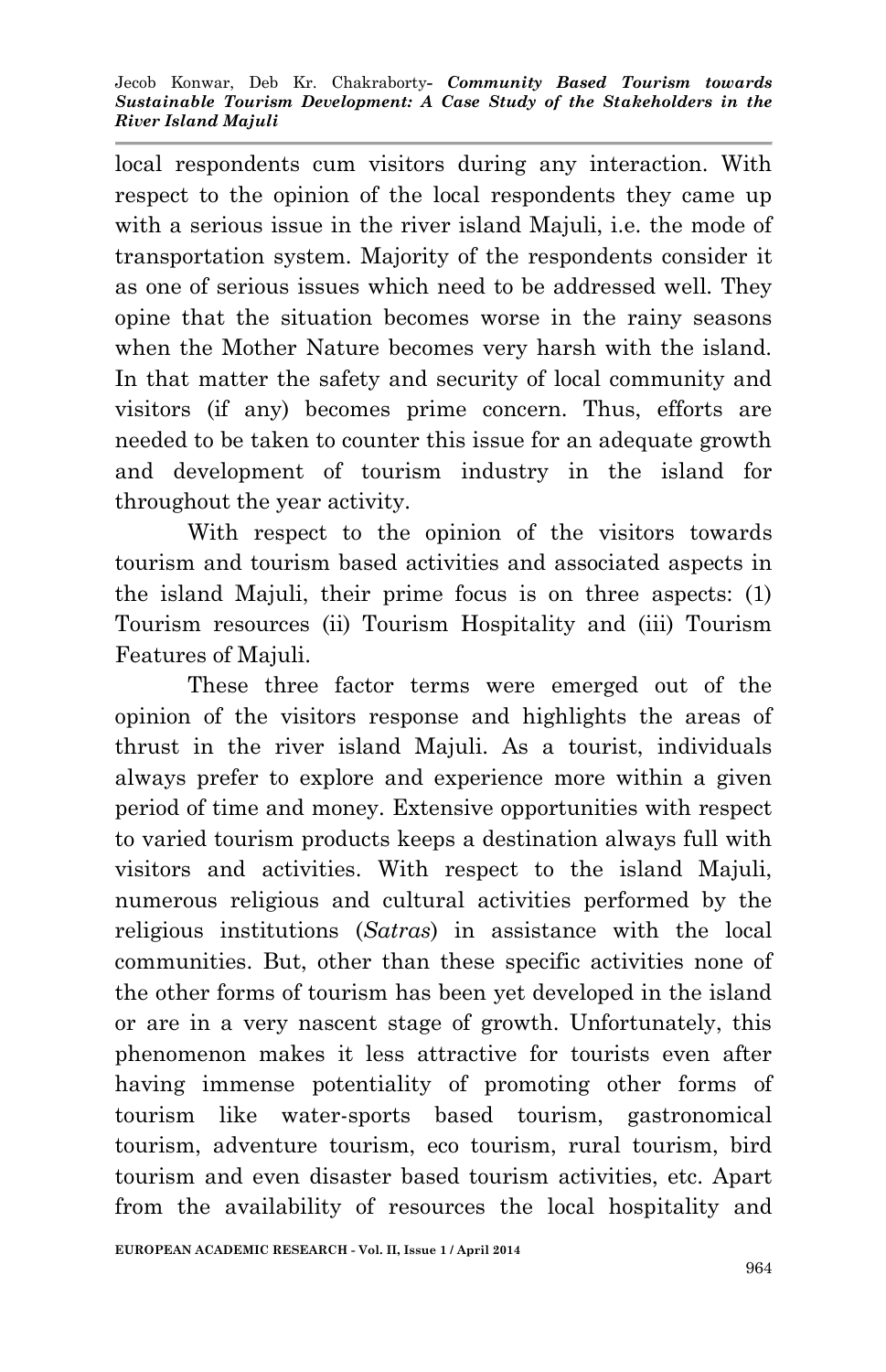local respondents cum visitors during any interaction. With respect to the opinion of the local respondents they came up with a serious issue in the river island Majuli, i.e. the mode of transportation system. Majority of the respondents consider it as one of serious issues which need to be addressed well. They opine that the situation becomes worse in the rainy seasons when the Mother Nature becomes very harsh with the island. In that matter the safety and security of local community and visitors (if any) becomes prime concern. Thus, efforts are needed to be taken to counter this issue for an adequate growth and development of tourism industry in the island for throughout the year activity.

With respect to the opinion of the visitors towards tourism and tourism based activities and associated aspects in the island Majuli, their prime focus is on three aspects: (1) Tourism resources (ii) Tourism Hospitality and (iii) Tourism Features of Majuli.

These three factor terms were emerged out of the opinion of the visitors response and highlights the areas of thrust in the river island Majuli. As a tourist, individuals always prefer to explore and experience more within a given period of time and money. Extensive opportunities with respect to varied tourism products keeps a destination always full with visitors and activities. With respect to the island Majuli, numerous religious and cultural activities performed by the religious institutions (*Satras*) in assistance with the local communities. But, other than these specific activities none of the other forms of tourism has been yet developed in the island or are in a very nascent stage of growth. Unfortunately, this phenomenon makes it less attractive for tourists even after having immense potentiality of promoting other forms of tourism like water-sports based tourism, gastronomical tourism, adventure tourism, eco tourism, rural tourism, bird tourism and even disaster based tourism activities, etc. Apart from the availability of resources the local hospitality and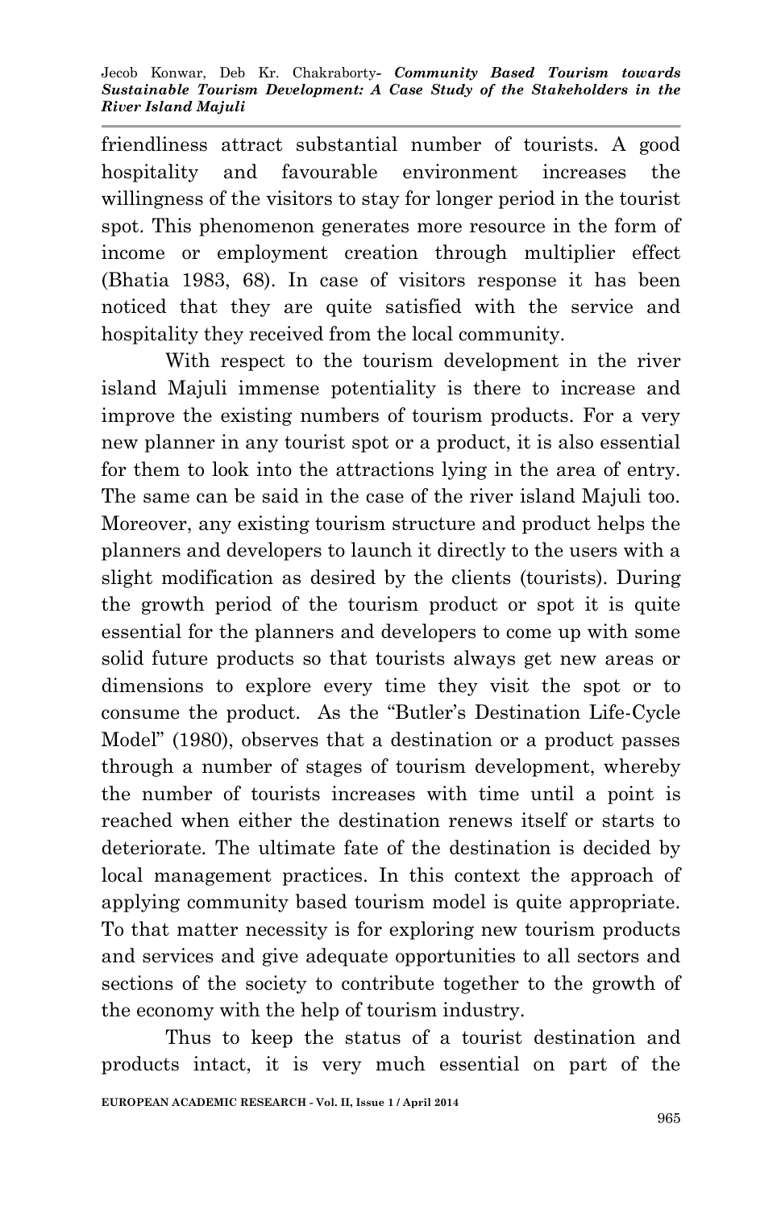friendliness attract substantial number of tourists. A good hospitality and favourable environment increases the willingness of the visitors to stay for longer period in the tourist spot. This phenomenon generates more resource in the form of income or employment creation through multiplier effect (Bhatia 1983, 68). In case of visitors response it has been noticed that they are quite satisfied with the service and hospitality they received from the local community.

With respect to the tourism development in the river island Majuli immense potentiality is there to increase and improve the existing numbers of tourism products. For a very new planner in any tourist spot or a product, it is also essential for them to look into the attractions lying in the area of entry. The same can be said in the case of the river island Majuli too. Moreover, any existing tourism structure and product helps the planners and developers to launch it directly to the users with a slight modification as desired by the clients (tourists). During the growth period of the tourism product or spot it is quite essential for the planners and developers to come up with some solid future products so that tourists always get new areas or dimensions to explore every time they visit the spot or to consume the product. As the "Butler's Destination Life-Cycle Model" (1980), observes that a destination or a product passes through a number of stages of tourism development, whereby the number of tourists increases with time until a point is reached when either the destination renews itself or starts to deteriorate. The ultimate fate of the destination is decided by local management practices. In this context the approach of applying community based tourism model is quite appropriate. To that matter necessity is for exploring new tourism products and services and give adequate opportunities to all sectors and sections of the society to contribute together to the growth of the economy with the help of tourism industry.

Thus to keep the status of a tourist destination and products intact, it is very much essential on part of the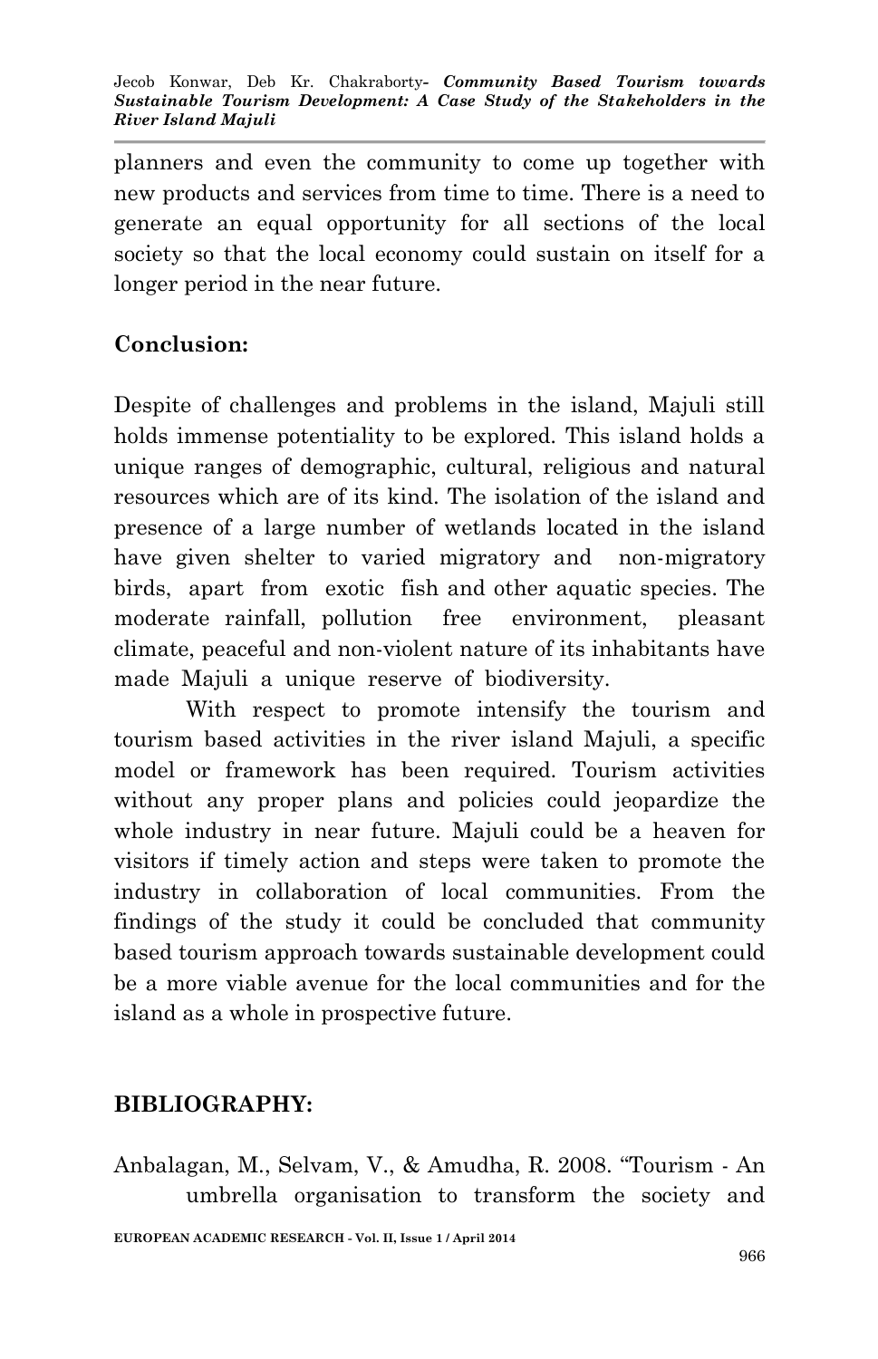planners and even the community to come up together with new products and services from time to time. There is a need to generate an equal opportunity for all sections of the local society so that the local economy could sustain on itself for a longer period in the near future.

## Conclusion:

Despite of challenges and problems in the island, Majuli still holds immense potentiality to be explored. This island holds a unique ranges of demographic, cultural, religious and natural resources which are of its kind. The isolation of the island and presence of a large number of wetlands located in the island have given shelter to varied migratory and non-migratory birds, apart from exotic fish and other aquatic species. The moderate rainfall, pollution free environment, pleasant climate, peaceful and non-violent nature of its inhabitants have made Majuli a unique reserve of biodiversity.

With respect to promote intensify the tourism and tourism based activities in the river island Majuli, a specific model or framework has been required. Tourism activities without any proper plans and policies could jeopardize the whole industry in near future. Majuli could be a heaven for visitors if timely action and steps were taken to promote the industry in collaboration of local communities. From the findings of the study it could be concluded that community based tourism approach towards sustainable development could be a more viable avenue for the local communities and for the island as a whole in prospective future.

## BIBLIOGRAPHY:

Anbalagan, M., Selvam, V., & Amudha, R. 2008. "Tourism - An umbrella organisation to transform the society and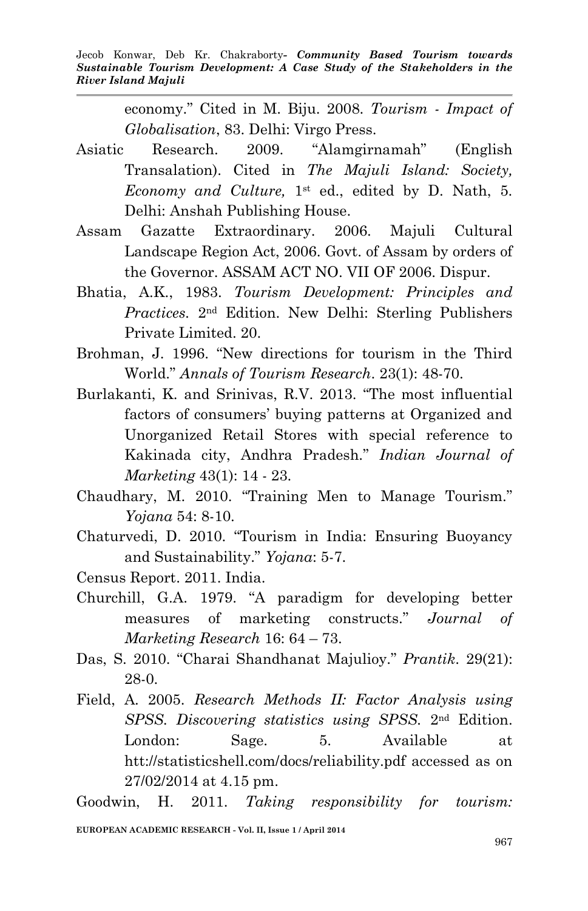economy." Cited in M. Biju. 2008. *Tourism - Impact of Globalisation*, 83. Delhi: Virgo Press.

Asiatic Research. 2009. "Alamgirnamah" (English Transalation). Cited in *The Majuli Island: Society, Economy and Culture,* 1st ed., edited by D. Nath, 5. Delhi: Anshah Publishing House.

Assam Gazatte Extraordinary. 2006. Majuli Cultural Landscape Region Act, 2006. Govt. of Assam by orders of the Governor. ASSAM ACT NO. VII OF 2006. Dispur.

Bhatia, A.K., 1983. *Tourism Development: Principles and Practices*. 2nd Edition. New Delhi: Sterling Publishers Private Limited. 20.

Brohman, J. 1996. "New directions for tourism in the Third World." *Annals of Tourism Research*. 23(1): 48-70.

Burlakanti, K. and Srinivas, R.V. 2013. "The most influential factors of consumers' buying patterns at Organized and Unorganized Retail Stores with special reference to Kakinada city, Andhra Pradesh." *Indian Journal of Marketing* 43(1): 14 - 23.

Chaudhary, M. 2010. "Training Men to Manage Tourism." *Yojana* 54: 8-10.

Chaturvedi, D. 2010. "Tourism in India: Ensuring Buoyancy and Sustainability." *Yojana*: 5-7.

Census Report. 2011. India.

Churchill, G.A. 1979. "A paradigm for developing better measures of marketing constructs." *Journal of Marketing Research* 16: 64 – 73.

Das, S. 2010. "Charai Shandhanat Majulioy." *Prantik*. 29(21): 28-0.

Field, A. 2005. *Research Methods II: Factor Analysis using SPSS. Discovering statistics using SPSS.* 2nd Edition. London: Sage. 5. Available at htt://statisticshell.com/docs/reliability.pdf accessed as on 27/02/2014 at 4.15 pm.

Goodwin, H. 2011. *Taking responsibility for tourism:*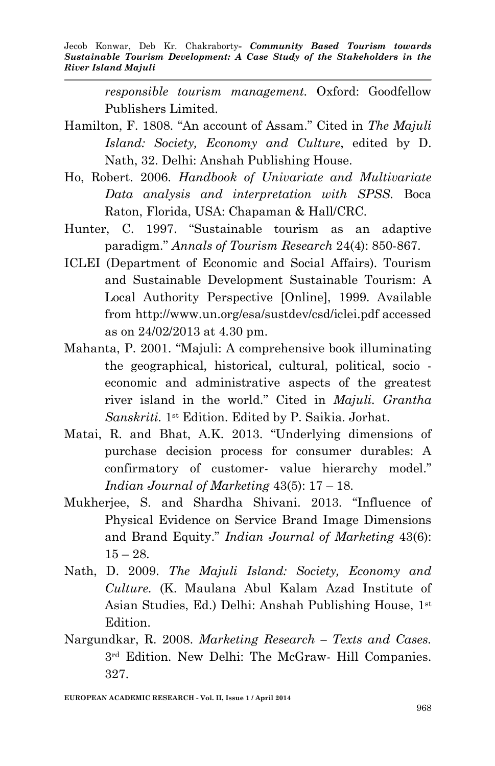*responsible tourism management.* Oxford: Goodfellow Publishers Limited.

Hamilton, F. 1808. "An account of Assam." Cited in *The Majuli Island: Society, Economy and Culture*, edited by D. Nath, 32. Delhi: Anshah Publishing House.

Ho, Robert. 2006. *Handbook of Univariate and Multivariate Data analysis and interpretation with SPSS.* Boca Raton, Florida, USA: Chapaman & Hall/CRC.

Hunter, C. 1997. "Sustainable tourism as an adaptive paradigm." *Annals of Tourism Research* 24(4): 850-867.

ICLEI (Department of Economic and Social Affairs). Tourism and Sustainable Development Sustainable Tourism: A Local Authority Perspective [Online], 1999. Available from http://www.un.org/esa/sustdev/csd/iclei.pdf accessed as on 24/02/2013 at 4.30 pm.

Mahanta, P. 2001. "Majuli: A comprehensive book illuminating the geographical, historical, cultural, political, socio - economic and administrative aspects of the greatest river island in the world." Cited in *Majuli. Grantha Sanskriti.* 1st Edition. Edited by P. Saikia. Jorhat.

Matai, R. and Bhat, A.K. 2013. "Underlying dimensions of purchase decision process for consumer durables: A confirmatory of customer- value hierarchy model." *Indian Journal of Marketing* 43(5): 17 – 18.

Mukherjee, S. and Shardha Shivani. 2013. "Influence of Physical Evidence on Service Brand Image Dimensions and Brand Equity." *Indian Journal of Marketing* 43(6): 15 – 28.

Nath, D. 2009. *The Majuli Island: Society, Economy and Culture.* (K. Maulana Abul Kalam Azad Institute of Asian Studies, Ed.) Delhi: Anshah Publishing House, 1st Edition.

Nargundkar, R. 2008. *Marketing Research – Texts and Cases.* 3rd Edition. New Delhi: The McGraw- Hill Companies. 327.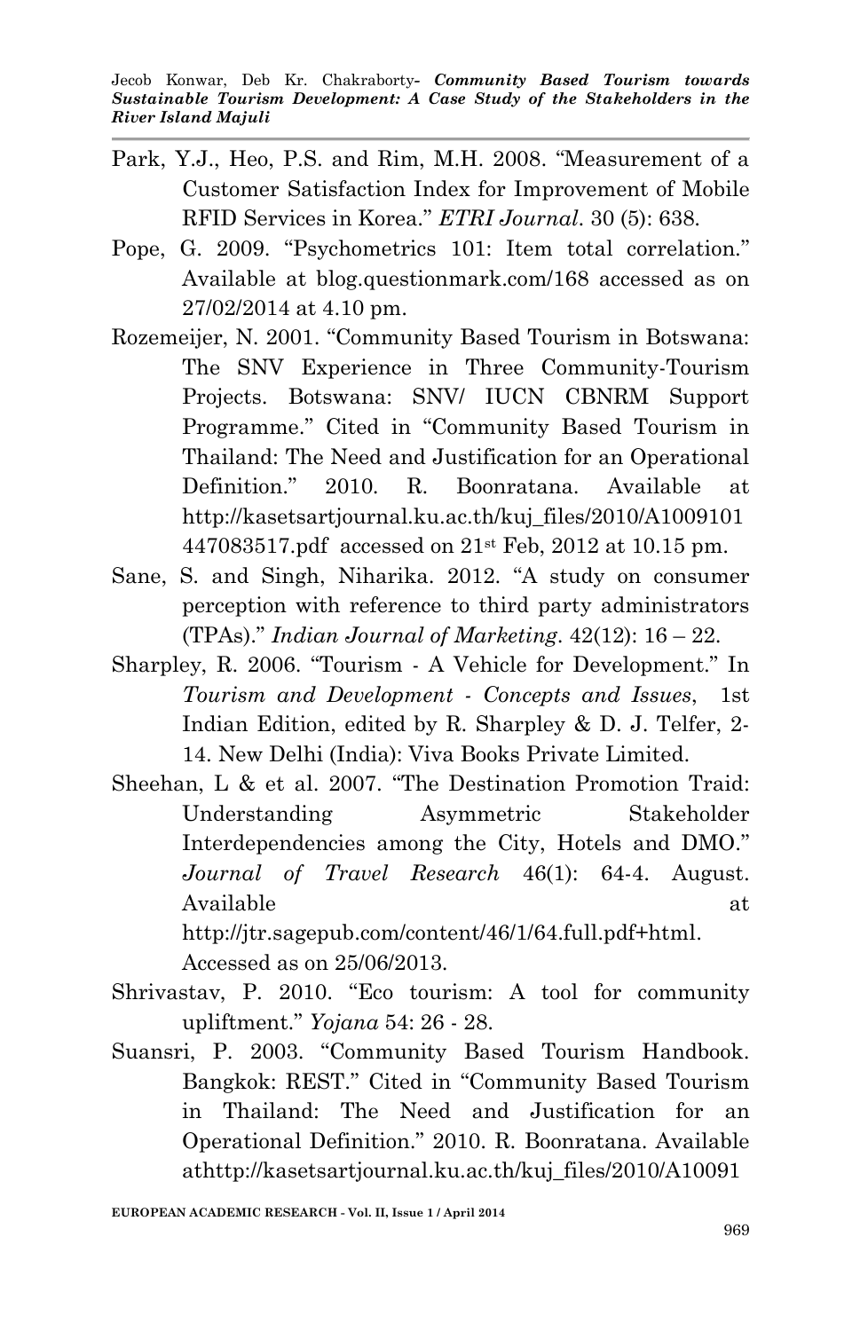Park, Y.J., Heo, P.S. and Rim, M.H. 2008. "Measurement of a Customer Satisfaction Index for Improvement of Mobile RFID Services in Korea." *ETRI Journal*. 30 (5): 638.

Pope, G. 2009. "Psychometrics 101: Item total correlation." Available at blog.questionmark.com/168 accessed as on 27/02/2014 at 4.10 pm.

Rozemeijer, N. 2001. "Community Based Tourism in Botswana: The SNV Experience in Three Community-Tourism Projects. Botswana: SNV/ IUCN CBNRM Support Programme." Cited in "Community Based Tourism in Thailand: The Need and Justification for an Operational Definition." 2010. R. Boonratana. Available at http://kasetsartjournal.ku.ac.th/kuj_files/2010/A1009101447083517.pdf accessed on 21st Feb, 2012 at 10.15 pm.

Sane, S. and Singh, Niharika. 2012. "A study on consumer perception with reference to third party administrators (TPAs)." *Indian Journal of Marketing*. 42(12): 16 – 22.

Sharpley, R. 2006. "Tourism - A Vehicle for Development." In *Tourism and Development - Concepts and Issues*, 1st Indian Edition, edited by R. Sharpley & D. J. Telfer, 2-14. New Delhi (India): Viva Books Private Limited.

Sheehan, L & et al. 2007. "The Destination Promotion Traid: Understanding Asymmetric Stakeholder Interdependencies among the City, Hotels and DMO." *Journal of Travel Research* 46(1): 64-4. August. Available at http://jtr.sagepub.com/content/46/1/64.full.pdf+html. Accessed as on 25/06/2013.

Shrivastav, P. 2010. "Eco tourism: A tool for community upliftment." *Yojana* 54: 26 - 28.

Suansri, P. 2003. "Community Based Tourism Handbook. Bangkok: REST." Cited in "Community Based Tourism in Thailand: The Need and Justification for an Operational Definition." 2010. R. Boonratana. Available athttp://kasetsartjournal.ku.ac.th/kuj_files/2010/A10091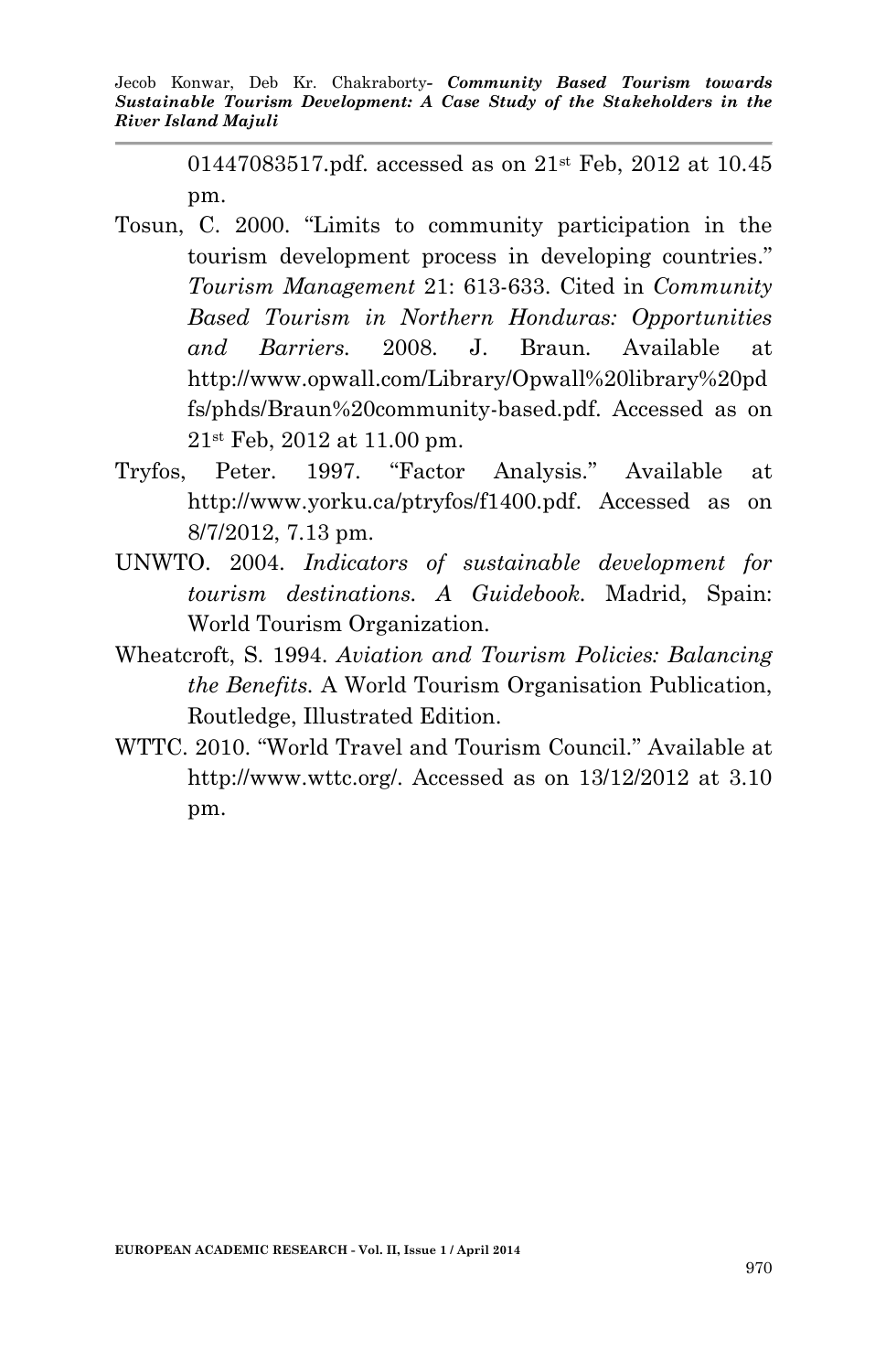01447083517.pdf. accessed as on 21st Feb, 2012 at 10.45 pm.

Tosun, C. 2000. "Limits to community participation in the tourism development process in developing countries." *Tourism Management* 21: 613-633. Cited in *Community Based Tourism in Northern Honduras: Opportunities and Barriers.* 2008. J. Braun. Available at http://www.opwall.com/Library/Opwall%20library%20pdfs/phds/Braun%20community-based.pdf. Accessed as on 21st Feb, 2012 at 11.00 pm.

Tryfos, Peter. 1997. "Factor Analysis." Available at http://www.yorku.ca/ptryfos/f1400.pdf. Accessed as on 8/7/2012, 7.13 pm.

UNWTO. 2004. *Indicators of sustainable development for tourism destinations. A Guidebook.* Madrid, Spain: World Tourism Organization.

Wheatcroft, S. 1994. *Aviation and Tourism Policies: Balancing the Benefits.* A World Tourism Organisation Publication, Routledge, Illustrated Edition.

WTTC. 2010. "World Travel and Tourism Council." Available at http://www.wttc.org/. Accessed as on 13/12/2012 at 3.10 pm.